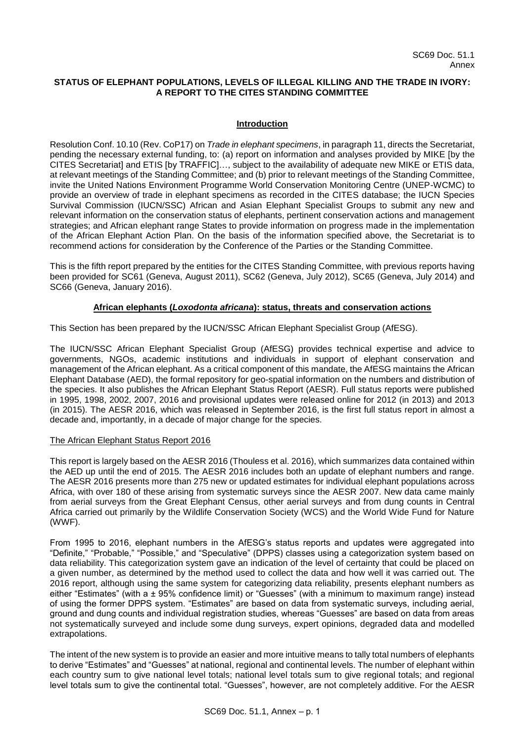SC69 Doc. 51.1
Annex

# STATUS OF ELEPHANT POPULATIONS, LEVELS OF ILLEGAL KILLING AND THE TRADE IN IVORY: A REPORT TO THE CITES STANDING COMMITTEE

## Introduction

Resolution Conf. 10.10 (Rev. CoP17) on *Trade in elephant specimens*, in paragraph 11, directs the Secretariat, pending the necessary external funding, to: (a) report on information and analyses provided by MIKE [by the CITES Secretariat] and ETIS [by TRAFFIC]…, subject to the availability of adequate new MIKE or ETIS data, at relevant meetings of the Standing Committee; and (b) prior to relevant meetings of the Standing Committee, invite the United Nations Environment Programme World Conservation Monitoring Centre (UNEP-WCMC) to provide an overview of trade in elephant specimens as recorded in the CITES database; the IUCN Species Survival Commission (IUCN/SSC) African and Asian Elephant Specialist Groups to submit any new and relevant information on the conservation status of elephants, pertinent conservation actions and management strategies; and African elephant range States to provide information on progress made in the implementation of the African Elephant Action Plan. On the basis of the information specified above, the Secretariat is to recommend actions for consideration by the Conference of the Parties or the Standing Committee.

This is the fifth report prepared by the entities for the CITES Standing Committee, with previous reports having been provided for SC61 (Geneva, August 2011), SC62 (Geneva, July 2012), SC65 (Geneva, July 2014) and SC66 (Geneva, January 2016).

## African elephants (*Loxodonta africana*): status, threats and conservation actions

This Section has been prepared by the IUCN/SSC African Elephant Specialist Group (AfESG).

The IUCN/SSC African Elephant Specialist Group (AfESG) provides technical expertise and advice to governments, NGOs, academic institutions and individuals in support of elephant conservation and management of the African elephant. As a critical component of this mandate, the AfESG maintains the African Elephant Database (AED), the formal repository for geo-spatial information on the numbers and distribution of the species. It also publishes the African Elephant Status Report (AESR). Full status reports were published in 1995, 1998, 2002, 2007, 2016 and provisional updates were released online for 2012 (in 2013) and 2013 (in 2015). The AESR 2016, which was released in September 2016, is the first full status report in almost a decade and, importantly, in a decade of major change for the species.

### The African Elephant Status Report 2016

This report is largely based on the AESR 2016 (Thouless et al. 2016), which summarizes data contained within the AED up until the end of 2015. The AESR 2016 includes both an update of elephant numbers and range. The AESR 2016 presents more than 275 new or updated estimates for individual elephant populations across Africa, with over 180 of these arising from systematic surveys since the AESR 2007. New data came mainly from aerial surveys from the Great Elephant Census, other aerial surveys and from dung counts in Central Africa carried out primarily by the Wildlife Conservation Society (WCS) and the World Wide Fund for Nature (WWF).

From 1995 to 2016, elephant numbers in the AfESG's status reports and updates were aggregated into "Definite," "Probable," "Possible," and "Speculative" (DPPS) classes using a categorization system based on data reliability. This categorization system gave an indication of the level of certainty that could be placed on a given number, as determined by the method used to collect the data and how well it was carried out. The 2016 report, although using the same system for categorizing data reliability, presents elephant numbers as either "Estimates" (with a ± 95% confidence limit) or "Guesses" (with a minimum to maximum range) instead of using the former DPPS system. "Estimates" are based on data from systematic surveys, including aerial, ground and dung counts and individual registration studies, whereas "Guesses" are based on data from areas not systematically surveyed and include some dung surveys, expert opinions, degraded data and modelled extrapolations.

The intent of the new system is to provide an easier and more intuitive means to tally total numbers of elephants to derive "Estimates" and "Guesses" at national, regional and continental levels. The number of elephant within each country sum to give national level totals; national level totals sum to give regional totals; and regional level totals sum to give the continental total. "Guesses", however, are not completely additive. For the AESR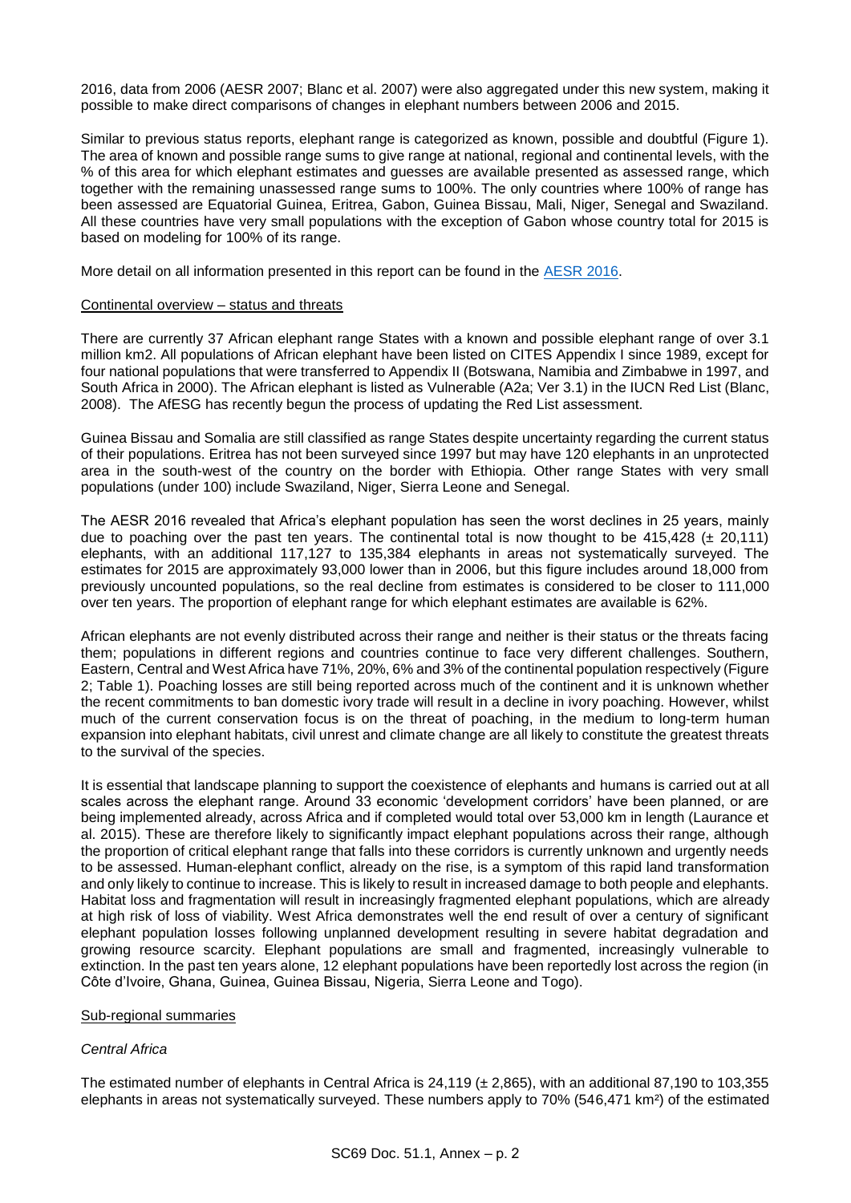2016, data from 2006 (AESR 2007; Blanc et al. 2007) were also aggregated under this new system, making it possible to make direct comparisons of changes in elephant numbers between 2006 and 2015.

Similar to previous status reports, elephant range is categorized as known, possible and doubtful (Figure 1). The area of known and possible range sums to give range at national, regional and continental levels, with the % of this area for which elephant estimates and guesses are available presented as assessed range, which together with the remaining unassessed range sums to 100%. The only countries where 100% of range has been assessed are Equatorial Guinea, Eritrea, Gabon, Guinea Bissau, Mali, Niger, Senegal and Swaziland. All these countries have very small populations with the exception of Gabon whose country total for 2015 is based on modeling for 100% of its range.

More detail on all information presented in this report can be found in the AESR 2016.

## Continental overview – status and threats

There are currently 37 African elephant range States with a known and possible elephant range of over 3.1 million km2. All populations of African elephant have been listed on CITES Appendix I since 1989, except for four national populations that were transferred to Appendix II (Botswana, Namibia and Zimbabwe in 1997, and South Africa in 2000). The African elephant is listed as Vulnerable (A2a; Ver 3.1) in the IUCN Red List (Blanc, 2008). The AfESG has recently begun the process of updating the Red List assessment.

Guinea Bissau and Somalia are still classified as range States despite uncertainty regarding the current status of their populations. Eritrea has not been surveyed since 1997 but may have 120 elephants in an unprotected area in the south-west of the country on the border with Ethiopia. Other range States with very small populations (under 100) include Swaziland, Niger, Sierra Leone and Senegal.

The AESR 2016 revealed that Africa's elephant population has seen the worst declines in 25 years, mainly due to poaching over the past ten years. The continental total is now thought to be 415,428 (± 20,111) elephants, with an additional 117,127 to 135,384 elephants in areas not systematically surveyed. The estimates for 2015 are approximately 93,000 lower than in 2006, but this figure includes around 18,000 from previously uncounted populations, so the real decline from estimates is considered to be closer to 111,000 over ten years. The proportion of elephant range for which elephant estimates are available is 62%.

African elephants are not evenly distributed across their range and neither is their status or the threats facing them; populations in different regions and countries continue to face very different challenges. Southern, Eastern, Central and West Africa have 71%, 20%, 6% and 3% of the continental population respectively (Figure 2; Table 1). Poaching losses are still being reported across much of the continent and it is unknown whether the recent commitments to ban domestic ivory trade will result in a decline in ivory poaching. However, whilst much of the current conservation focus is on the threat of poaching, in the medium to long-term human expansion into elephant habitats, civil unrest and climate change are all likely to constitute the greatest threats to the survival of the species.

It is essential that landscape planning to support the coexistence of elephants and humans is carried out at all scales across the elephant range. Around 33 economic 'development corridors' have been planned, or are being implemented already, across Africa and if completed would total over 53,000 km in length (Laurance et al. 2015). These are therefore likely to significantly impact elephant populations across their range, although the proportion of critical elephant range that falls into these corridors is currently unknown and urgently needs to be assessed. Human-elephant conflict, already on the rise, is a symptom of this rapid land transformation and only likely to continue to increase. This is likely to result in increased damage to both people and elephants. Habitat loss and fragmentation will result in increasingly fragmented elephant populations, which are already at high risk of loss of viability. West Africa demonstrates well the end result of over a century of significant elephant population losses following unplanned development resulting in severe habitat degradation and growing resource scarcity. Elephant populations are small and fragmented, increasingly vulnerable to extinction. In the past ten years alone, 12 elephant populations have been reportedly lost across the region (in Côte d'Ivoire, Ghana, Guinea, Guinea Bissau, Nigeria, Sierra Leone and Togo).

## Sub-regional summaries

### *Central Africa*

The estimated number of elephants in Central Africa is 24,119 (± 2,865), with an additional 87,190 to 103,355 elephants in areas not systematically surveyed. These numbers apply to 70% (546,471 km²) of the estimated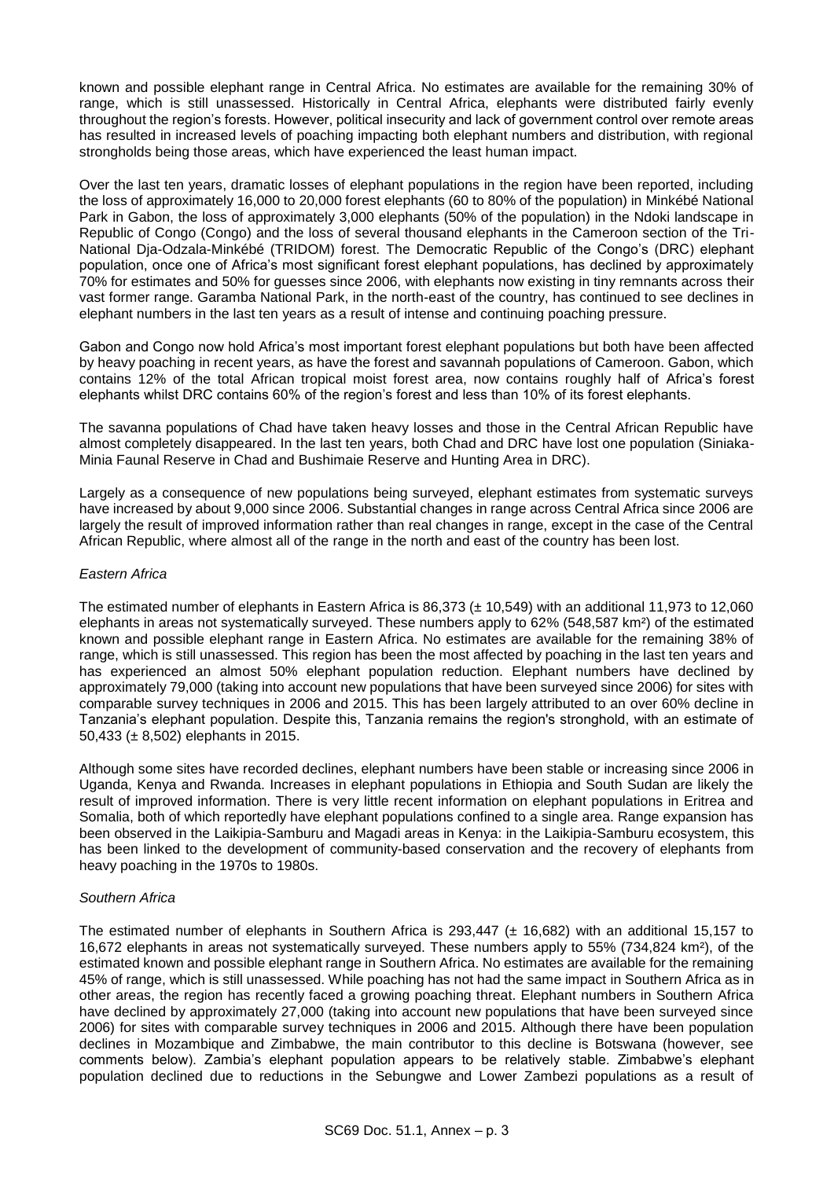known and possible elephant range in Central Africa. No estimates are available for the remaining 30% of range, which is still unassessed. Historically in Central Africa, elephants were distributed fairly evenly throughout the region's forests. However, political insecurity and lack of government control over remote areas has resulted in increased levels of poaching impacting both elephant numbers and distribution, with regional strongholds being those areas, which have experienced the least human impact.

Over the last ten years, dramatic losses of elephant populations in the region have been reported, including the loss of approximately 16,000 to 20,000 forest elephants (60 to 80% of the population) in Minkébé National Park in Gabon, the loss of approximately 3,000 elephants (50% of the population) in the Ndoki landscape in Republic of Congo (Congo) and the loss of several thousand elephants in the Cameroon section of the Tri-National Dja-Odzala-Minkébé (TRIDOM) forest. The Democratic Republic of the Congo's (DRC) elephant population, once one of Africa's most significant forest elephant populations, has declined by approximately 70% for estimates and 50% for guesses since 2006, with elephants now existing in tiny remnants across their vast former range. Garamba National Park, in the north-east of the country, has continued to see declines in elephant numbers in the last ten years as a result of intense and continuing poaching pressure.

Gabon and Congo now hold Africa's most important forest elephant populations but both have been affected by heavy poaching in recent years, as have the forest and savannah populations of Cameroon. Gabon, which contains 12% of the total African tropical moist forest area, now contains roughly half of Africa's forest elephants whilst DRC contains 60% of the region's forest and less than 10% of its forest elephants.

The savanna populations of Chad have taken heavy losses and those in the Central African Republic have almost completely disappeared. In the last ten years, both Chad and DRC have lost one population (Siniaka-Minia Faunal Reserve in Chad and Bushimaie Reserve and Hunting Area in DRC).

Largely as a consequence of new populations being surveyed, elephant estimates from systematic surveys have increased by about 9,000 since 2006. Substantial changes in range across Central Africa since 2006 are largely the result of improved information rather than real changes in range, except in the case of the Central African Republic, where almost all of the range in the north and east of the country has been lost.

*Eastern Africa*

The estimated number of elephants in Eastern Africa is 86,373 (± 10,549) with an additional 11,973 to 12,060 elephants in areas not systematically surveyed. These numbers apply to 62% (548,587 km²) of the estimated known and possible elephant range in Eastern Africa. No estimates are available for the remaining 38% of range, which is still unassessed. This region has been the most affected by poaching in the last ten years and has experienced an almost 50% elephant population reduction. Elephant numbers have declined by approximately 79,000 (taking into account new populations that have been surveyed since 2006) for sites with comparable survey techniques in 2006 and 2015. This has been largely attributed to an over 60% decline in Tanzania's elephant population. Despite this, Tanzania remains the region's stronghold, with an estimate of 50,433 (± 8,502) elephants in 2015.

Although some sites have recorded declines, elephant numbers have been stable or increasing since 2006 in Uganda, Kenya and Rwanda. Increases in elephant populations in Ethiopia and South Sudan are likely the result of improved information. There is very little recent information on elephant populations in Eritrea and Somalia, both of which reportedly have elephant populations confined to a single area. Range expansion has been observed in the Laikipia-Samburu and Magadi areas in Kenya: in the Laikipia-Samburu ecosystem, this has been linked to the development of community-based conservation and the recovery of elephants from heavy poaching in the 1970s to 1980s.

*Southern Africa*

The estimated number of elephants in Southern Africa is 293,447 (± 16,682) with an additional 15,157 to 16,672 elephants in areas not systematically surveyed. These numbers apply to 55% (734,824 km²), of the estimated known and possible elephant range in Southern Africa. No estimates are available for the remaining 45% of range, which is still unassessed. While poaching has not had the same impact in Southern Africa as in other areas, the region has recently faced a growing poaching threat. Elephant numbers in Southern Africa have declined by approximately 27,000 (taking into account new populations that have been surveyed since 2006) for sites with comparable survey techniques in 2006 and 2015. Although there have been population declines in Mozambique and Zimbabwe, the main contributor to this decline is Botswana (however, see comments below). Zambia's elephant population appears to be relatively stable. Zimbabwe's elephant population declined due to reductions in the Sebungwe and Lower Zambezi populations as a result of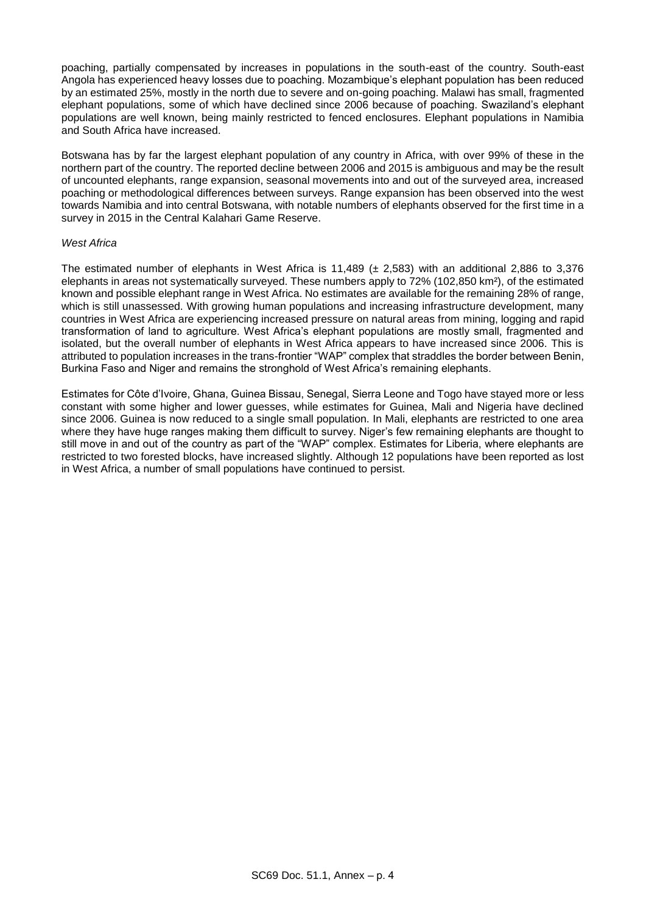poaching, partially compensated by increases in populations in the south-east of the country. South-east Angola has experienced heavy losses due to poaching. Mozambique's elephant population has been reduced by an estimated 25%, mostly in the north due to severe and on-going poaching. Malawi has small, fragmented elephant populations, some of which have declined since 2006 because of poaching. Swaziland's elephant populations are well known, being mainly restricted to fenced enclosures. Elephant populations in Namibia and South Africa have increased.

Botswana has by far the largest elephant population of any country in Africa, with over 99% of these in the northern part of the country. The reported decline between 2006 and 2015 is ambiguous and may be the result of uncounted elephants, range expansion, seasonal movements into and out of the surveyed area, increased poaching or methodological differences between surveys. Range expansion has been observed into the west towards Namibia and into central Botswana, with notable numbers of elephants observed for the first time in a survey in 2015 in the Central Kalahari Game Reserve.

*West Africa*

The estimated number of elephants in West Africa is 11,489 (± 2,583) with an additional 2,886 to 3,376 elephants in areas not systematically surveyed. These numbers apply to 72% (102,850 km²), of the estimated known and possible elephant range in West Africa. No estimates are available for the remaining 28% of range, which is still unassessed. With growing human populations and increasing infrastructure development, many countries in West Africa are experiencing increased pressure on natural areas from mining, logging and rapid transformation of land to agriculture. West Africa's elephant populations are mostly small, fragmented and isolated, but the overall number of elephants in West Africa appears to have increased since 2006. This is attributed to population increases in the trans-frontier "WAP" complex that straddles the border between Benin, Burkina Faso and Niger and remains the stronghold of West Africa's remaining elephants.

Estimates for Côte d'Ivoire, Ghana, Guinea Bissau, Senegal, Sierra Leone and Togo have stayed more or less constant with some higher and lower guesses, while estimates for Guinea, Mali and Nigeria have declined since 2006. Guinea is now reduced to a single small population. In Mali, elephants are restricted to one area where they have huge ranges making them difficult to survey. Niger's few remaining elephants are thought to still move in and out of the country as part of the "WAP" complex. Estimates for Liberia, where elephants are restricted to two forested blocks, have increased slightly. Although 12 populations have been reported as lost in West Africa, a number of small populations have continued to persist.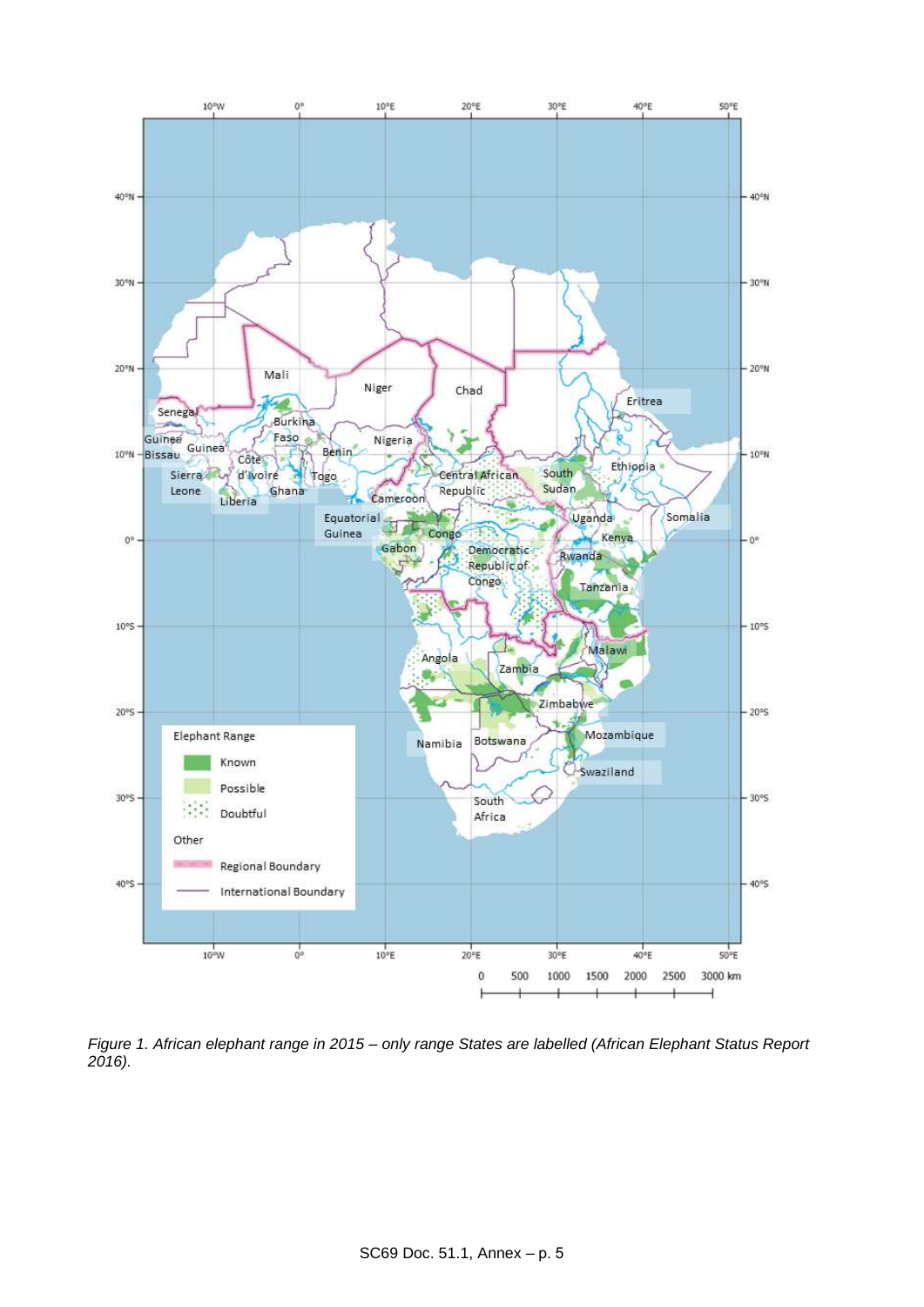*Figure 1. African elephant range in 2015 – only range States are labelled (African Elephant Status Report 2016).*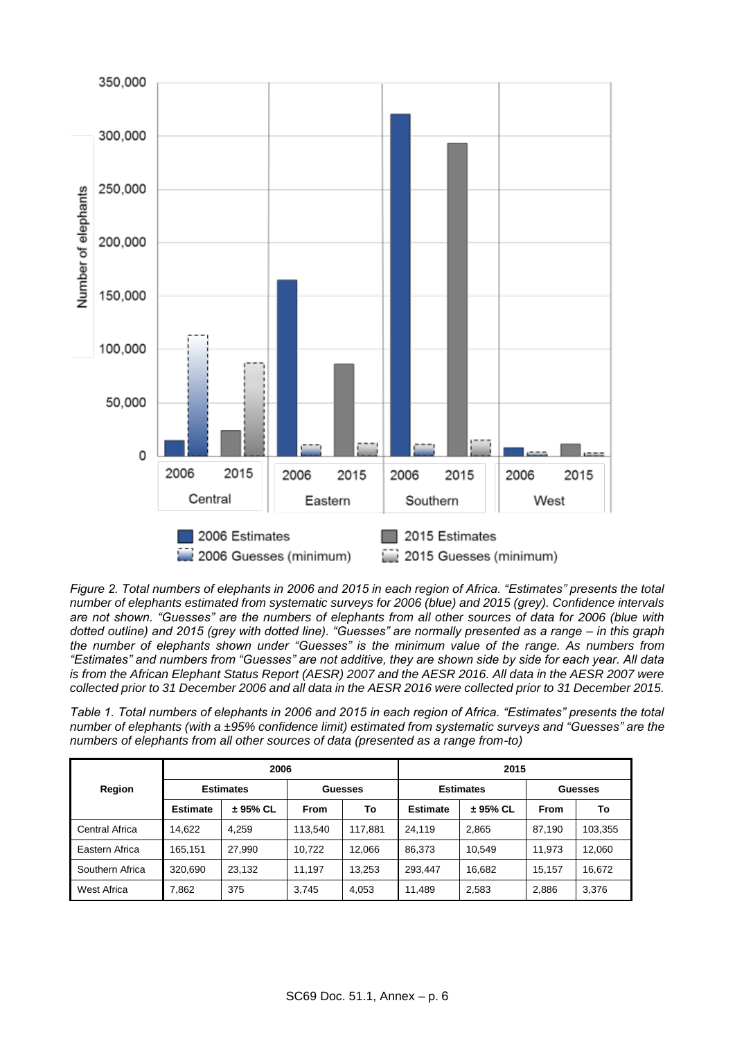*Figure 2. Total numbers of elephants in 2006 and 2015 in each region of Africa. “Estimates” presents the total number of elephants estimated from systematic surveys for 2006 (blue) and 2015 (grey). Confidence intervals are not shown. “Guesses” are the numbers of elephants from all other sources of data for 2006 (blue with dotted outline) and 2015 (grey with dotted line). “Guesses” are normally presented as a range – in this graph the number of elephants shown under “Guesses” is the minimum value of the range. As numbers from “Estimates” and numbers from “Guesses” are not additive, they are shown side by side for each year. All data is from the African Elephant Status Report (AESR) 2007 and the AESR 2016. All data in the AESR 2007 were collected prior to 31 December 2006 and all data in the AESR 2016 were collected prior to 31 December 2015.*

*Table 1. Total numbers of elephants in 2006 and 2015 in each region of Africa. “Estimates” presents the total number of elephants (with a ±95% confidence limit) estimated from systematic surveys and “Guesses” are the numbers of elephants from all other sources of data (presented as a range from-to)*

| Region | 2006 | | | | 2015 | | | |
|---|---|---|---|---|---|---|---|---|
| | Estimates | | Guesses | | Estimates | | Guesses | |
| | Estimate | ± 95% CL | From | To | Estimate | ± 95% CL | From | To |
| Central Africa | 14,622 | 4,259 | 113,540 | 117,881 | 24,119 | 2,865 | 87,190 | 103,355 |
| Eastern Africa | 165,151 | 27,990 | 10,722 | 12,066 | 86,373 | 10,549 | 11,973 | 12,060 |
| Southern Africa | 320,690 | 23,132 | 11,197 | 13,253 | 293,447 | 16,682 | 15,157 | 16,672 |
| West Africa | 7,862 | 375 | 3,745 | 4,053 | 11,489 | 2,583 | 2,886 | 3,376 |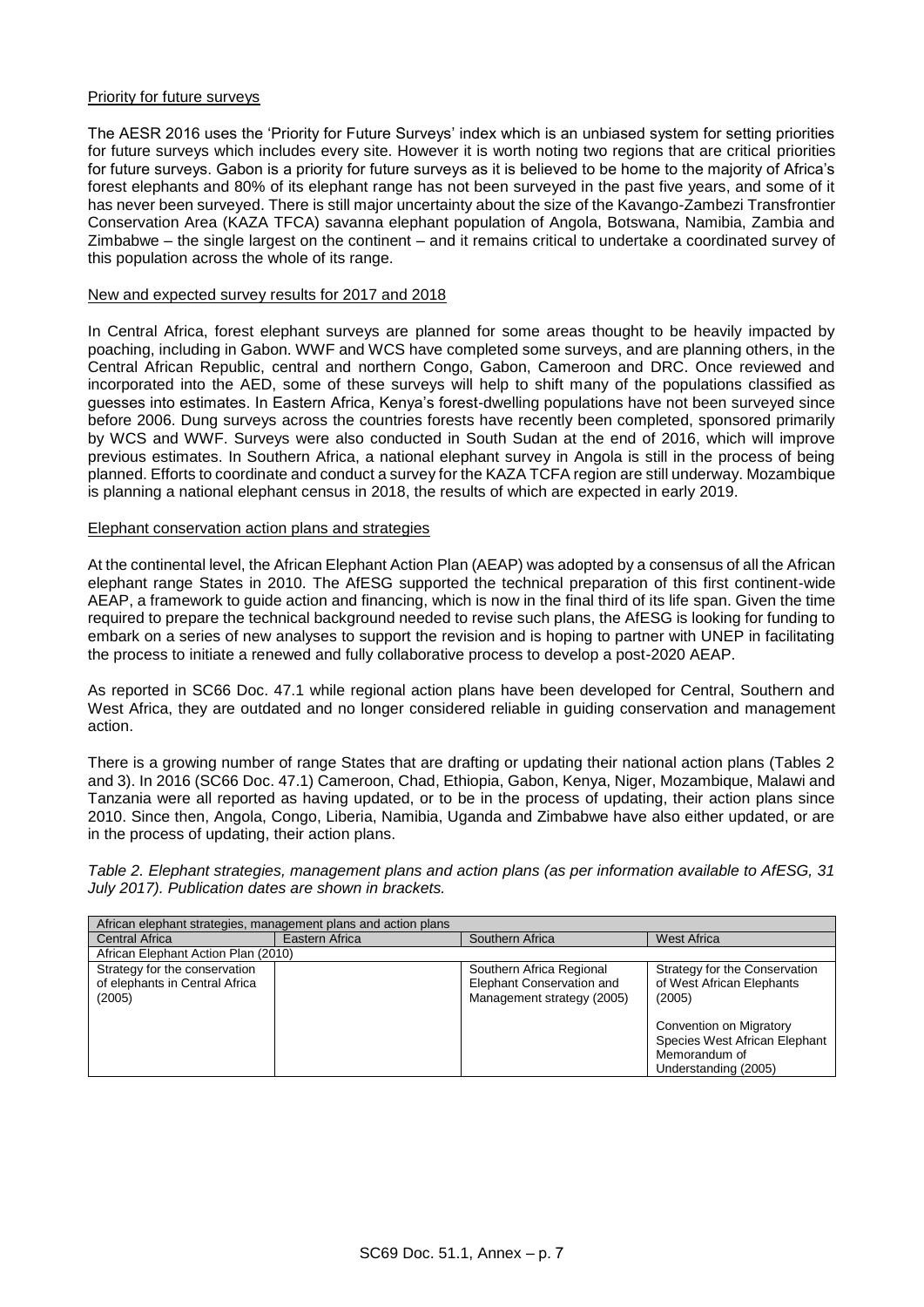Priority for future surveys

The AESR 2016 uses the 'Priority for Future Surveys' index which is an unbiased system for setting priorities for future surveys which includes every site. However it is worth noting two regions that are critical priorities for future surveys. Gabon is a priority for future surveys as it is believed to be home to the majority of Africa's forest elephants and 80% of its elephant range has not been surveyed in the past five years, and some of it has never been surveyed. There is still major uncertainty about the size of the Kavango-Zambezi Transfrontier Conservation Area (KAZA TFCA) savanna elephant population of Angola, Botswana, Namibia, Zambia and Zimbabwe – the single largest on the continent – and it remains critical to undertake a coordinated survey of this population across the whole of its range.

New and expected survey results for 2017 and 2018

In Central Africa, forest elephant surveys are planned for some areas thought to be heavily impacted by poaching, including in Gabon. WWF and WCS have completed some surveys, and are planning others, in the Central African Republic, central and northern Congo, Gabon, Cameroon and DRC. Once reviewed and incorporated into the AED, some of these surveys will help to shift many of the populations classified as guesses into estimates. In Eastern Africa, Kenya's forest-dwelling populations have not been surveyed since before 2006. Dung surveys across the countries forests have recently been completed, sponsored primarily by WCS and WWF. Surveys were also conducted in South Sudan at the end of 2016, which will improve previous estimates. In Southern Africa, a national elephant survey in Angola is still in the process of being planned. Efforts to coordinate and conduct a survey for the KAZA TCFA region are still underway. Mozambique is planning a national elephant census in 2018, the results of which are expected in early 2019.

Elephant conservation action plans and strategies

At the continental level, the African Elephant Action Plan (AEAP) was adopted by a consensus of all the African elephant range States in 2010. The AfESG supported the technical preparation of this first continent-wide AEAP, a framework to guide action and financing, which is now in the final third of its life span. Given the time required to prepare the technical background needed to revise such plans, the AfESG is looking for funding to embark on a series of new analyses to support the revision and is hoping to partner with UNEP in facilitating the process to initiate a renewed and fully collaborative process to develop a post-2020 AEAP.

As reported in SC66 Doc. 47.1 while regional action plans have been developed for Central, Southern and West Africa, they are outdated and no longer considered reliable in guiding conservation and management action.

There is a growing number of range States that are drafting or updating their national action plans (Tables 2 and 3). In 2016 (SC66 Doc. 47.1) Cameroon, Chad, Ethiopia, Gabon, Kenya, Niger, Mozambique, Malawi and Tanzania were all reported as having updated, or to be in the process of updating, their action plans since 2010. Since then, Angola, Congo, Liberia, Namibia, Uganda and Zimbabwe have also either updated, or are in the process of updating, their action plans.

*Table 2. Elephant strategies, management plans and action plans (as per information available to AfESG, 31 July 2017). Publication dates are shown in brackets.*

| African elephant strategies, management plans and action plans | | | |
|---|---|---|---|
| Central Africa | Eastern Africa | Southern Africa | West Africa |
| African Elephant Action Plan (2010) | | | |
| Strategy for the conservation of elephants in Central Africa (2005) | | Southern Africa Regional Elephant Conservation and Management strategy (2005) | Strategy for the Conservation of West African Elephants (2005)<br><br>Convention on Migratory Species West African Elephant Memorandum of Understanding (2005) |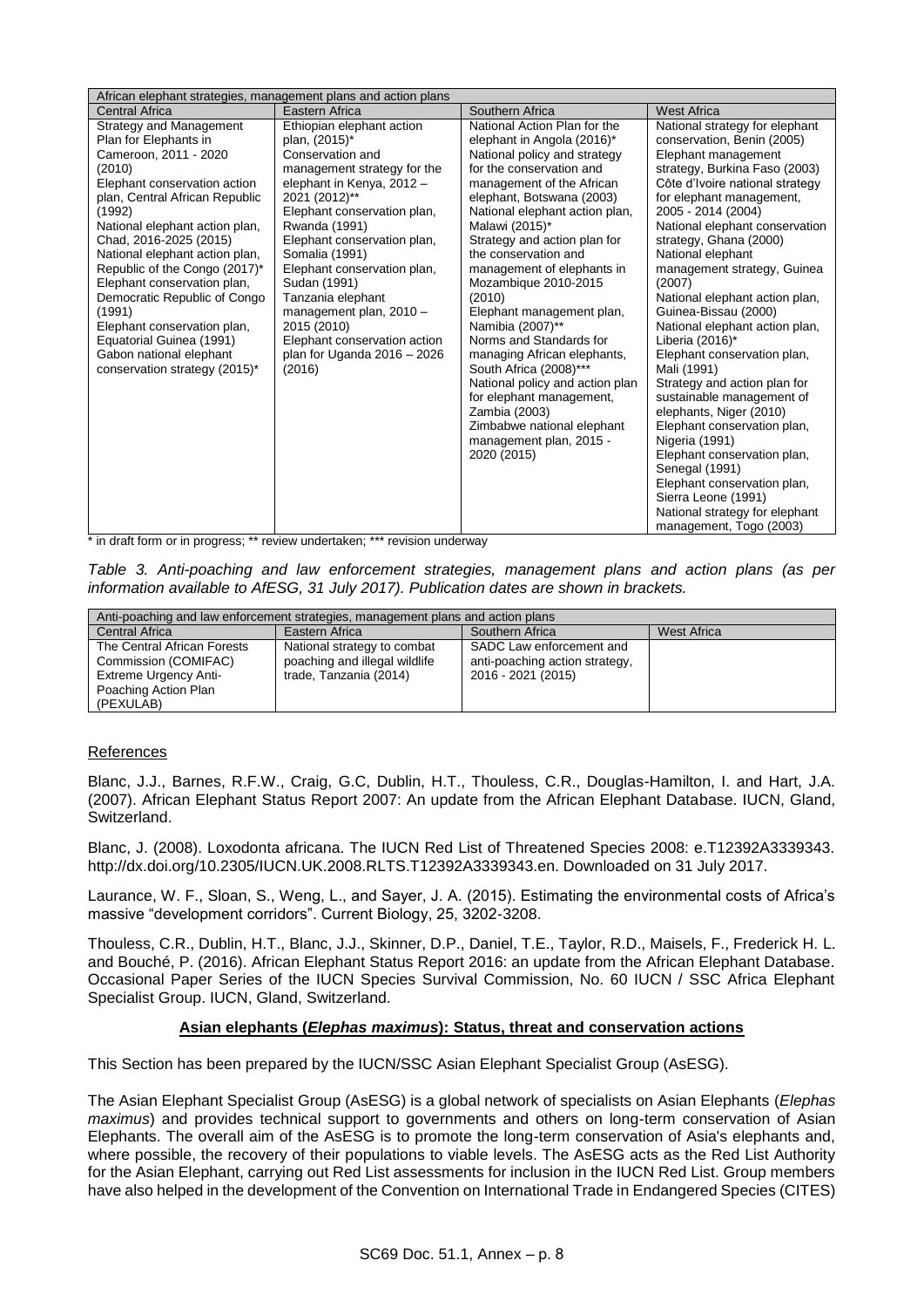| African elephant strategies, management plans and action plans | | | |
|---|---|---|---|
| Central Africa | Eastern Africa | Southern Africa | West Africa |
| Strategy and Management Plan for Elephants in Cameroon, 2011 - 2020 (2010)<br>Elephant conservation action plan, Central African Republic (1992)<br>National elephant action plan, Chad, 2016-2025 (2015)<br>National elephant action plan, Republic of the Congo (2017)*<br>Elephant conservation plan, Democratic Republic of Congo (1991)<br>Elephant conservation plan, Equatorial Guinea (1991)<br>Gabon national elephant conservation strategy (2015)* | Ethiopian elephant action plan, (2015)*<br>Conservation and management strategy for the elephant in Kenya, 2012 – 2021 (2012)**<br>Elephant conservation plan, Rwanda (1991)<br>Elephant conservation plan, Somalia (1991)<br>Elephant conservation plan, Sudan (1991)<br>Tanzania elephant management plan, 2010 – 2015 (2010)<br>Elephant conservation action plan for Uganda 2016 – 2026 (2016) | National Action Plan for the elephant in Angola (2016)*<br>National policy and strategy for the conservation and management of the African elephant, Botswana (2003)<br>National elephant action plan, Malawi (2015)*<br>Strategy and action plan for the conservation and management of elephants in Mozambique 2010-2015 (2010)<br>Elephant management plan, Namibia (2007)**<br>Norms and Standards for managing African elephants, South Africa (2008)***<br>National policy and action plan for elephant management, Zambia (2003)<br>Zimbabwe national elephant management plan, 2015 - 2020 (2015) | National strategy for elephant conservation, Benin (2005)<br>Elephant management strategy, Burkina Faso (2003)<br>Côte d'Ivoire national strategy for elephant management, 2005 - 2014 (2004)<br>National elephant conservation strategy, Ghana (2000)<br>National elephant management strategy, Guinea (2007)<br>National elephant action plan, Guinea-Bissau (2000)<br>National elephant action plan, Liberia (2016)*<br>Elephant conservation plan, Mali (1991)<br>Strategy and action plan for sustainable management of elephants, Niger (2010)<br>Elephant conservation plan, Nigeria (1991)<br>Elephant conservation plan, Senegal (1991)<br>Elephant conservation plan, Sierra Leone (1991)<br>National strategy for elephant management, Togo (2003) |

\* in draft form or in progress; ** review undertaken; *** revision underway

*Table 3. Anti-poaching and law enforcement strategies, management plans and action plans (as per information available to AfESG, 31 July 2017). Publication dates are shown in brackets.*

| Anti-poaching and law enforcement strategies, management plans and action plans | | | |
|---|---|---|---|
| Central Africa | Eastern Africa | Southern Africa | West Africa |
| The Central African Forests Commission (COMIFAC) Extreme Urgency Anti-Poaching Action Plan (PEXULAB) | National strategy to combat poaching and illegal wildlife trade, Tanzania (2014) | SADC Law enforcement and anti-poaching action strategy, 2016 - 2021 (2015) | |

References

Blanc, J.J., Barnes, R.F.W., Craig, G.C, Dublin, H.T., Thouless, C.R., Douglas-Hamilton, I. and Hart, J.A. (2007). African Elephant Status Report 2007: An update from the African Elephant Database. IUCN, Gland, Switzerland.

Blanc, J. (2008). Loxodonta africana. The IUCN Red List of Threatened Species 2008: e.T12392A3339343. http://dx.doi.org/10.2305/IUCN.UK.2008.RLTS.T12392A3339343.en. Downloaded on 31 July 2017.

Laurance, W. F., Sloan, S., Weng, L., and Sayer, J. A. (2015). Estimating the environmental costs of Africa's massive "development corridors". Current Biology, 25, 3202-3208.

Thouless, C.R., Dublin, H.T., Blanc, J.J., Skinner, D.P., Daniel, T.E., Taylor, R.D., Maisels, F., Frederick H. L. and Bouché, P. (2016). African Elephant Status Report 2016: an update from the African Elephant Database. Occasional Paper Series of the IUCN Species Survival Commission, No. 60 IUCN / SSC Africa Elephant Specialist Group. IUCN, Gland, Switzerland.

## Asian elephants (*Elephas maximus*): Status, threat and conservation actions

This Section has been prepared by the IUCN/SSC Asian Elephant Specialist Group (AsESG).

The Asian Elephant Specialist Group (AsESG) is a global network of specialists on Asian Elephants (*Elephas maximus*) and provides technical support to governments and others on long-term conservation of Asian Elephants. The overall aim of the AsESG is to promote the long-term conservation of Asia's elephants and, where possible, the recovery of their populations to viable levels. The AsESG acts as the Red List Authority for the Asian Elephant, carrying out Red List assessments for inclusion in the IUCN Red List. Group members have also helped in the development of the Convention on International Trade in Endangered Species (CITES)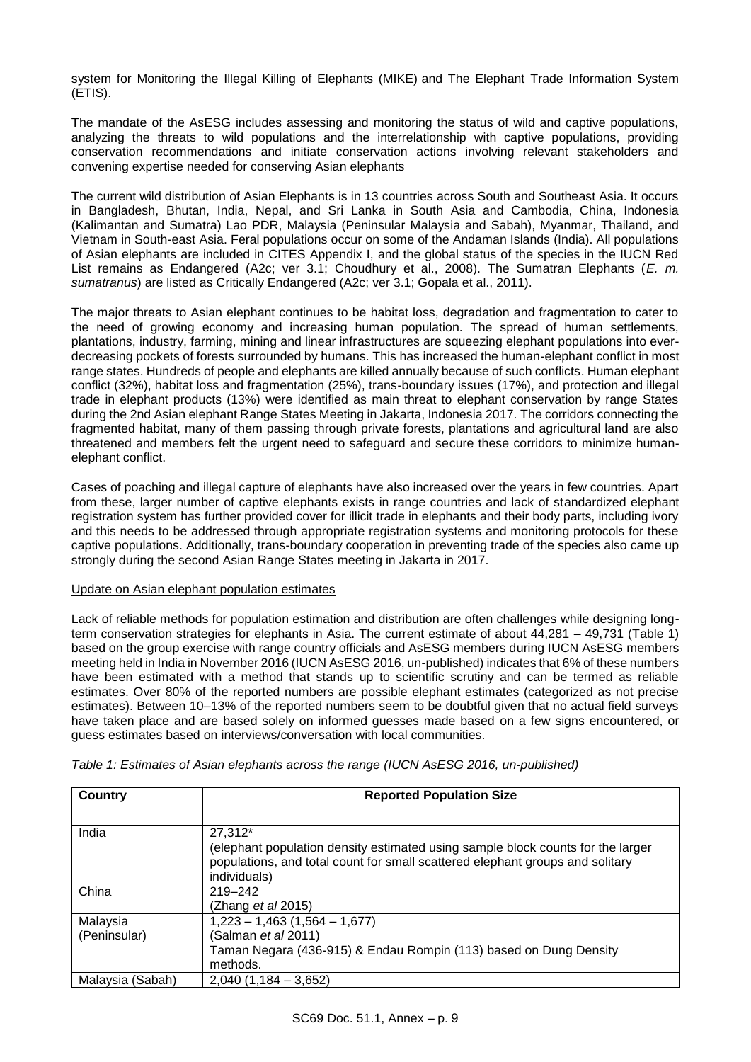system for Monitoring the Illegal Killing of Elephants (MIKE) and The Elephant Trade Information System (ETIS).

The mandate of the AsESG includes assessing and monitoring the status of wild and captive populations, analyzing the threats to wild populations and the interrelationship with captive populations, providing conservation recommendations and initiate conservation actions involving relevant stakeholders and convening expertise needed for conserving Asian elephants

The current wild distribution of Asian Elephants is in 13 countries across South and Southeast Asia. It occurs in Bangladesh, Bhutan, India, Nepal, and Sri Lanka in South Asia and Cambodia, China, Indonesia (Kalimantan and Sumatra) Lao PDR, Malaysia (Peninsular Malaysia and Sabah), Myanmar, Thailand, and Vietnam in South-east Asia. Feral populations occur on some of the Andaman Islands (India). All populations of Asian elephants are included in CITES Appendix I, and the global status of the species in the IUCN Red List remains as Endangered (A2c; ver 3.1; Choudhury et al., 2008). The Sumatran Elephants (*E. m. sumatranus*) are listed as Critically Endangered (A2c; ver 3.1; Gopala et al., 2011).

The major threats to Asian elephant continues to be habitat loss, degradation and fragmentation to cater to the need of growing economy and increasing human population. The spread of human settlements, plantations, industry, farming, mining and linear infrastructures are squeezing elephant populations into ever-decreasing pockets of forests surrounded by humans. This has increased the human-elephant conflict in most range states. Hundreds of people and elephants are killed annually because of such conflicts. Human elephant conflict (32%), habitat loss and fragmentation (25%), trans-boundary issues (17%), and protection and illegal trade in elephant products (13%) were identified as main threat to elephant conservation by range States during the 2nd Asian elephant Range States Meeting in Jakarta, Indonesia 2017. The corridors connecting the fragmented habitat, many of them passing through private forests, plantations and agricultural land are also threatened and members felt the urgent need to safeguard and secure these corridors to minimize human-elephant conflict.

Cases of poaching and illegal capture of elephants have also increased over the years in few countries. Apart from these, larger number of captive elephants exists in range countries and lack of standardized elephant registration system has further provided cover for illicit trade in elephants and their body parts, including ivory and this needs to be addressed through appropriate registration systems and monitoring protocols for these captive populations. Additionally, trans-boundary cooperation in preventing trade of the species also came up strongly during the second Asian Range States meeting in Jakarta in 2017.

Update on Asian elephant population estimates

Lack of reliable methods for population estimation and distribution are often challenges while designing long-term conservation strategies for elephants in Asia. The current estimate of about 44,281 – 49,731 (Table 1) based on the group exercise with range country officials and AsESG members during IUCN AsESG members meeting held in India in November 2016 (IUCN AsESG 2016, un-published) indicates that 6% of these numbers have been estimated with a method that stands up to scientific scrutiny and can be termed as reliable estimates. Over 80% of the reported numbers are possible elephant estimates (categorized as not precise estimates). Between 10–13% of the reported numbers seem to be doubtful given that no actual field surveys have taken place and are based solely on informed guesses made based on a few signs encountered, or guess estimates based on interviews/conversation with local communities.

*Table 1: Estimates of Asian elephants across the range (IUCN AsESG 2016, un-published)*

| Country | Reported Population Size |
|---|---|
| India | 27,312* (elephant population density estimated using sample block counts for the larger populations, and total count for small scattered elephant groups and solitary individuals) |
| China | 219–242 (Zhang *et al* 2015) |
| Malaysia (Peninsular) | 1,223 – 1,463 (1,564 – 1,677) (Salman *et al* 2011) Taman Negara (436-915) & Endau Rompin (113) based on Dung Density methods. |
| Malaysia (Sabah) | 2,040 (1,184 – 3,652) |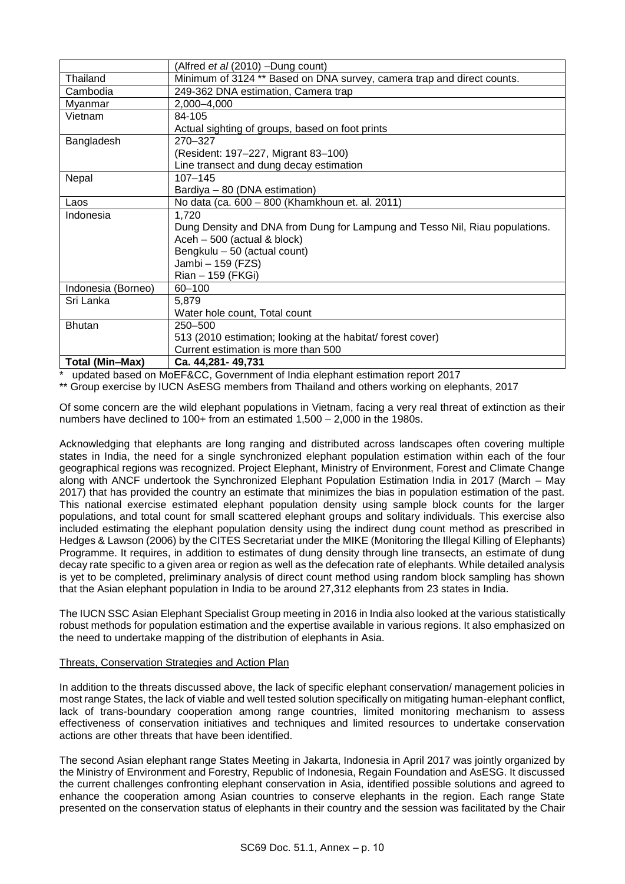| | (Alfred *et al* (2010) –Dung count) |
|---|---|
| Thailand | Minimum of 3124 ** Based on DNA survey, camera trap and direct counts. |
| Cambodia | 249-362 DNA estimation, Camera trap |
| Myanmar | 2,000–4,000 |
| Vietnam | 84-105<br>Actual sighting of groups, based on foot prints |
| Bangladesh | 270–327<br>(Resident: 197–227, Migrant 83–100)<br>Line transect and dung decay estimation |
| Nepal | 107–145<br>Bardiya – 80 (DNA estimation) |
| Laos | No data (ca. 600 – 800 (Khamkhoun et. al. 2011) |
| Indonesia | 1,720<br>Dung Density and DNA from Dung for Lampung and Tesso Nil, Riau populations.<br>Aceh – 500 (actual & block)<br>Bengkulu – 50 (actual count)<br>Jambi – 159 (FZS)<br>Rian – 159 (FKGi) |
| Indonesia (Borneo) | 60–100 |
| Sri Lanka | 5,879<br>Water hole count, Total count |
| Bhutan | 250–500<br>513 (2010 estimation; looking at the habitat/ forest cover)<br>Current estimation is more than 500 |
| **Total (Min–Max)** | **Ca. 44,281- 49,731** |

\* updated based on MoEF&CC, Government of India elephant estimation report 2017

** Group exercise by IUCN AsESG members from Thailand and others working on elephants, 2017

Of some concern are the wild elephant populations in Vietnam, facing a very real threat of extinction as their numbers have declined to 100+ from an estimated 1,500 – 2,000 in the 1980s.

Acknowledging that elephants are long ranging and distributed across landscapes often covering multiple states in India, the need for a single synchronized elephant population estimation within each of the four geographical regions was recognized. Project Elephant, Ministry of Environment, Forest and Climate Change along with ANCF undertook the Synchronized Elephant Population Estimation India in 2017 (March – May 2017) that has provided the country an estimate that minimizes the bias in population estimation of the past. This national exercise estimated elephant population density using sample block counts for the larger populations, and total count for small scattered elephant groups and solitary individuals. This exercise also included estimating the elephant population density using the indirect dung count method as prescribed in Hedges & Lawson (2006) by the CITES Secretariat under the MIKE (Monitoring the Illegal Killing of Elephants) Programme. It requires, in addition to estimates of dung density through line transects, an estimate of dung decay rate specific to a given area or region as well as the defecation rate of elephants. While detailed analysis is yet to be completed, preliminary analysis of direct count method using random block sampling has shown that the Asian elephant population in India to be around 27,312 elephants from 23 states in India.

The IUCN SSC Asian Elephant Specialist Group meeting in 2016 in India also looked at the various statistically robust methods for population estimation and the expertise available in various regions. It also emphasized on the need to undertake mapping of the distribution of elephants in Asia.

Threats, Conservation Strategies and Action Plan

In addition to the threats discussed above, the lack of specific elephant conservation/ management policies in most range States, the lack of viable and well tested solution specifically on mitigating human-elephant conflict, lack of trans-boundary cooperation among range countries, limited monitoring mechanism to assess effectiveness of conservation initiatives and techniques and limited resources to undertake conservation actions are other threats that have been identified.

The second Asian elephant range States Meeting in Jakarta, Indonesia in April 2017 was jointly organized by the Ministry of Environment and Forestry, Republic of Indonesia, Regain Foundation and AsESG. It discussed the current challenges confronting elephant conservation in Asia, identified possible solutions and agreed to enhance the cooperation among Asian countries to conserve elephants in the region. Each range State presented on the conservation status of elephants in their country and the session was facilitated by the Chair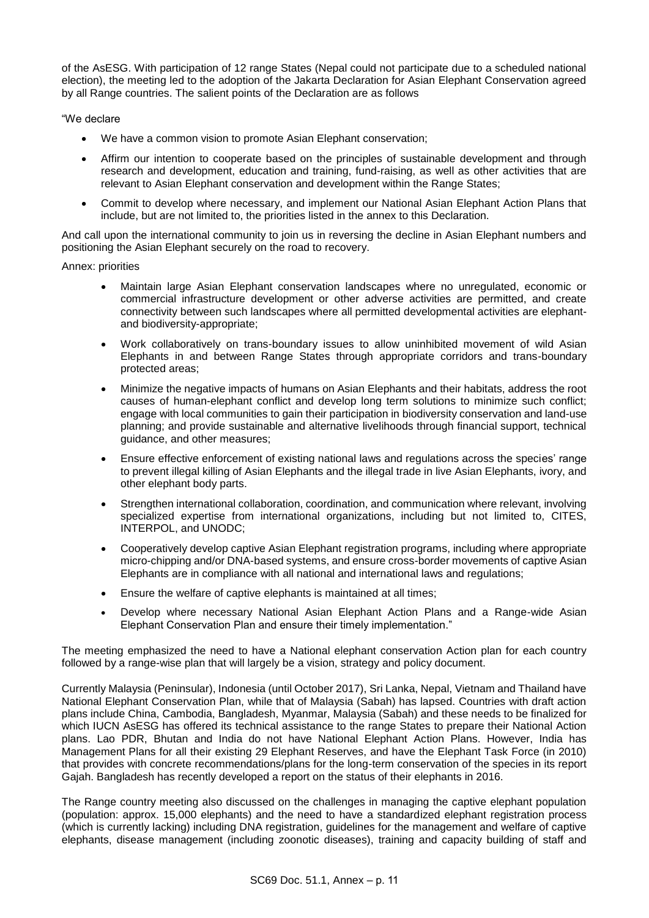of the AsESG. With participation of 12 range States (Nepal could not participate due to a scheduled national election), the meeting led to the adoption of the Jakarta Declaration for Asian Elephant Conservation agreed by all Range countries. The salient points of the Declaration are as follows

"We declare

- We have a common vision to promote Asian Elephant conservation;
- Affirm our intention to cooperate based on the principles of sustainable development and through research and development, education and training, fund-raising, as well as other activities that are relevant to Asian Elephant conservation and development within the Range States;
- Commit to develop where necessary, and implement our National Asian Elephant Action Plans that include, but are not limited to, the priorities listed in the annex to this Declaration.

And call upon the international community to join us in reversing the decline in Asian Elephant numbers and positioning the Asian Elephant securely on the road to recovery.

Annex: priorities

- Maintain large Asian Elephant conservation landscapes where no unregulated, economic or commercial infrastructure development or other adverse activities are permitted, and create connectivity between such landscapes where all permitted developmental activities are elephant- and biodiversity-appropriate;
- Work collaboratively on trans-boundary issues to allow uninhibited movement of wild Asian Elephants in and between Range States through appropriate corridors and trans-boundary protected areas;
- Minimize the negative impacts of humans on Asian Elephants and their habitats, address the root causes of human-elephant conflict and develop long term solutions to minimize such conflict; engage with local communities to gain their participation in biodiversity conservation and land-use planning; and provide sustainable and alternative livelihoods through financial support, technical guidance, and other measures;
- Ensure effective enforcement of existing national laws and regulations across the species' range to prevent illegal killing of Asian Elephants and the illegal trade in live Asian Elephants, ivory, and other elephant body parts.
- Strengthen international collaboration, coordination, and communication where relevant, involving specialized expertise from international organizations, including but not limited to, CITES, INTERPOL, and UNODC;
- Cooperatively develop captive Asian Elephant registration programs, including where appropriate micro-chipping and/or DNA-based systems, and ensure cross-border movements of captive Asian Elephants are in compliance with all national and international laws and regulations;
- Ensure the welfare of captive elephants is maintained at all times;
- Develop where necessary National Asian Elephant Action Plans and a Range-wide Asian Elephant Conservation Plan and ensure their timely implementation."

The meeting emphasized the need to have a National elephant conservation Action plan for each country followed by a range-wise plan that will largely be a vision, strategy and policy document.

Currently Malaysia (Peninsular), Indonesia (until October 2017), Sri Lanka, Nepal, Vietnam and Thailand have National Elephant Conservation Plan, while that of Malaysia (Sabah) has lapsed. Countries with draft action plans include China, Cambodia, Bangladesh, Myanmar, Malaysia (Sabah) and these needs to be finalized for which IUCN AsESG has offered its technical assistance to the range States to prepare their National Action plans. Lao PDR, Bhutan and India do not have National Elephant Action Plans. However, India has Management Plans for all their existing 29 Elephant Reserves, and have the Elephant Task Force (in 2010) that provides with concrete recommendations/plans for the long-term conservation of the species in its report Gajah. Bangladesh has recently developed a report on the status of their elephants in 2016.

The Range country meeting also discussed on the challenges in managing the captive elephant population (population: approx. 15,000 elephants) and the need to have a standardized elephant registration process (which is currently lacking) including DNA registration, guidelines for the management and welfare of captive elephants, disease management (including zoonotic diseases), training and capacity building of staff and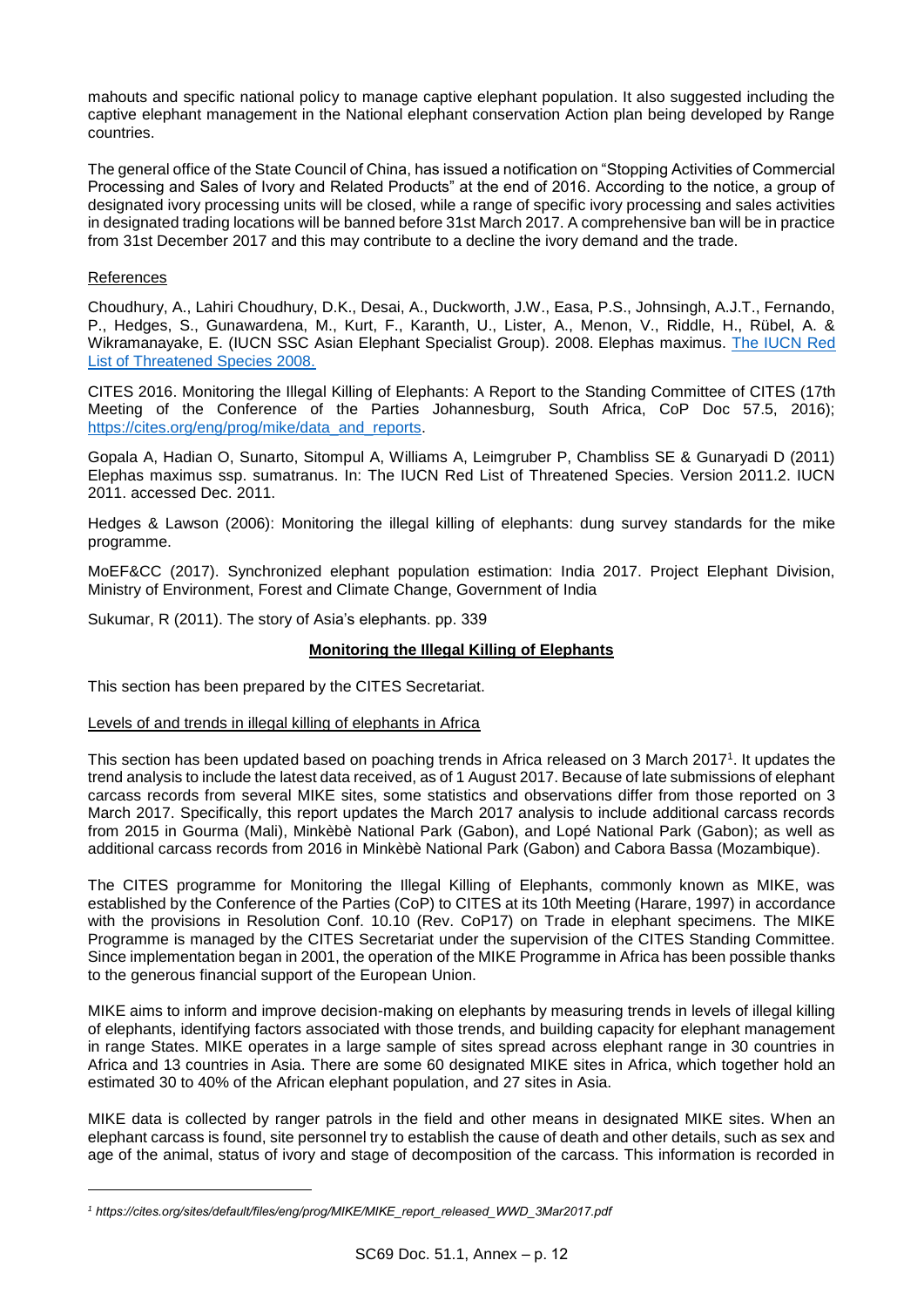mahouts and specific national policy to manage captive elephant population. It also suggested including the captive elephant management in the National elephant conservation Action plan being developed by Range countries.

The general office of the State Council of China, has issued a notification on "Stopping Activities of Commercial Processing and Sales of Ivory and Related Products" at the end of 2016. According to the notice, a group of designated ivory processing units will be closed, while a range of specific ivory processing and sales activities in designated trading locations will be banned before 31st March 2017. A comprehensive ban will be in practice from 31st December 2017 and this may contribute to a decline the ivory demand and the trade.

References

Choudhury, A., Lahiri Choudhury, D.K., Desai, A., Duckworth, J.W., Easa, P.S., Johnsingh, A.J.T., Fernando, P., Hedges, S., Gunawardena, M., Kurt, F., Karanth, U., Lister, A., Menon, V., Riddle, H., Rübel, A. & Wikramanayake, E. (IUCN SSC Asian Elephant Specialist Group). 2008. Elephas maximus. The IUCN Red List of Threatened Species 2008.

CITES 2016. Monitoring the Illegal Killing of Elephants: A Report to the Standing Committee of CITES (17th Meeting of the Conference of the Parties Johannesburg, South Africa, CoP Doc 57.5, 2016); https://cites.org/eng/prog/mike/data_and_reports.

Gopala A, Hadian O, Sunarto, Sitompul A, Williams A, Leimgruber P, Chambliss SE & Gunaryadi D (2011) Elephas maximus ssp. sumatranus. In: The IUCN Red List of Threatened Species. Version 2011.2. IUCN 2011. accessed Dec. 2011.

Hedges & Lawson (2006): Monitoring the illegal killing of elephants: dung survey standards for the mike programme.

MoEF&CC (2017). Synchronized elephant population estimation: India 2017. Project Elephant Division, Ministry of Environment, Forest and Climate Change, Government of India

Sukumar, R (2011). The story of Asia's elephants. pp. 339

## Monitoring the Illegal Killing of Elephants

This section has been prepared by the CITES Secretariat.

### Levels of and trends in illegal killing of elephants in Africa

This section has been updated based on poaching trends in Africa released on 3 March 2017[1]. It updates the trend analysis to include the latest data received, as of 1 August 2017. Because of late submissions of elephant carcass records from several MIKE sites, some statistics and observations differ from those reported on 3 March 2017. Specifically, this report updates the March 2017 analysis to include additional carcass records from 2015 in Gourma (Mali), Minkèbè National Park (Gabon), and Lopé National Park (Gabon); as well as additional carcass records from 2016 in Minkèbè National Park (Gabon) and Cabora Bassa (Mozambique).

The CITES programme for Monitoring the Illegal Killing of Elephants, commonly known as MIKE, was established by the Conference of the Parties (CoP) to CITES at its 10th Meeting (Harare, 1997) in accordance with the provisions in Resolution Conf. 10.10 (Rev. CoP17) on Trade in elephant specimens. The MIKE Programme is managed by the CITES Secretariat under the supervision of the CITES Standing Committee. Since implementation began in 2001, the operation of the MIKE Programme in Africa has been possible thanks to the generous financial support of the European Union.

MIKE aims to inform and improve decision-making on elephants by measuring trends in levels of illegal killing of elephants, identifying factors associated with those trends, and building capacity for elephant management in range States. MIKE operates in a large sample of sites spread across elephant range in 30 countries in Africa and 13 countries in Asia. There are some 60 designated MIKE sites in Africa, which together hold an estimated 30 to 40% of the African elephant population, and 27 sites in Asia.

MIKE data is collected by ranger patrols in the field and other means in designated MIKE sites. When an elephant carcass is found, site personnel try to establish the cause of death and other details, such as sex and age of the animal, status of ivory and stage of decomposition of the carcass. This information is recorded in

---

[1] *https://cites.org/sites/default/files/eng/prog/MIKE/MIKE_report_released_WWD_3Mar2017.pdf*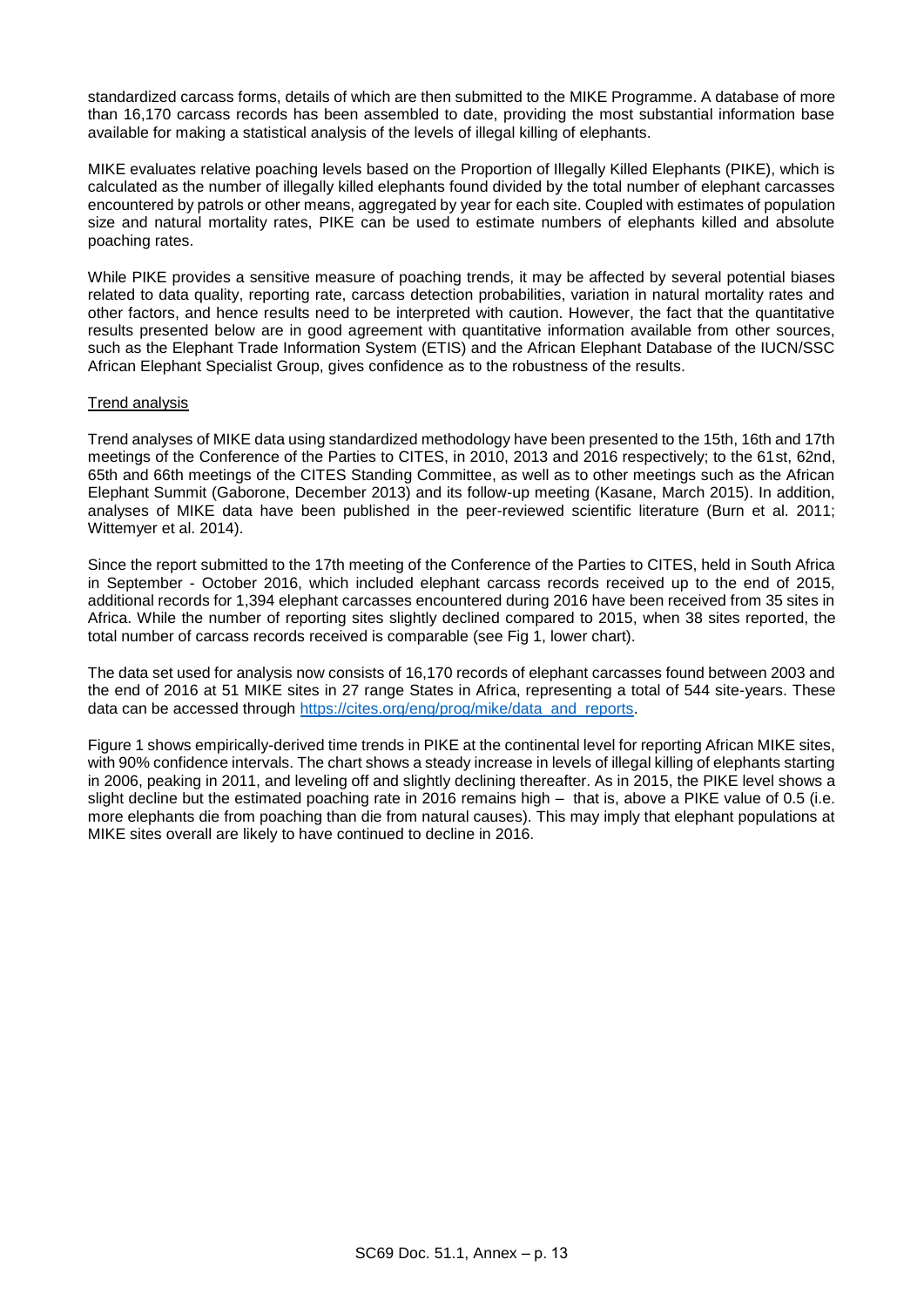standardized carcass forms, details of which are then submitted to the MIKE Programme. A database of more than 16,170 carcass records has been assembled to date, providing the most substantial information base available for making a statistical analysis of the levels of illegal killing of elephants.

MIKE evaluates relative poaching levels based on the Proportion of Illegally Killed Elephants (PIKE), which is calculated as the number of illegally killed elephants found divided by the total number of elephant carcasses encountered by patrols or other means, aggregated by year for each site. Coupled with estimates of population size and natural mortality rates, PIKE can be used to estimate numbers of elephants killed and absolute poaching rates.

While PIKE provides a sensitive measure of poaching trends, it may be affected by several potential biases related to data quality, reporting rate, carcass detection probabilities, variation in natural mortality rates and other factors, and hence results need to be interpreted with caution. However, the fact that the quantitative results presented below are in good agreement with quantitative information available from other sources, such as the Elephant Trade Information System (ETIS) and the African Elephant Database of the IUCN/SSC African Elephant Specialist Group, gives confidence as to the robustness of the results.

Trend analysis

Trend analyses of MIKE data using standardized methodology have been presented to the 15th, 16th and 17th meetings of the Conference of the Parties to CITES, in 2010, 2013 and 2016 respectively; to the 61st, 62nd, 65th and 66th meetings of the CITES Standing Committee, as well as to other meetings such as the African Elephant Summit (Gaborone, December 2013) and its follow-up meeting (Kasane, March 2015). In addition, analyses of MIKE data have been published in the peer-reviewed scientific literature (Burn et al. 2011; Wittemyer et al. 2014).

Since the report submitted to the 17th meeting of the Conference of the Parties to CITES, held in South Africa in September - October 2016, which included elephant carcass records received up to the end of 2015, additional records for 1,394 elephant carcasses encountered during 2016 have been received from 35 sites in Africa. While the number of reporting sites slightly declined compared to 2015, when 38 sites reported, the total number of carcass records received is comparable (see Fig 1, lower chart).

The data set used for analysis now consists of 16,170 records of elephant carcasses found between 2003 and the end of 2016 at 51 MIKE sites in 27 range States in Africa, representing a total of 544 site-years. These data can be accessed through https://cites.org/eng/prog/mike/data_and_reports.

Figure 1 shows empirically-derived time trends in PIKE at the continental level for reporting African MIKE sites, with 90% confidence intervals. The chart shows a steady increase in levels of illegal killing of elephants starting in 2006, peaking in 2011, and leveling off and slightly declining thereafter. As in 2015, the PIKE level shows a slight decline but the estimated poaching rate in 2016 remains high – that is, above a PIKE value of 0.5 (i.e. more elephants die from poaching than die from natural causes). This may imply that elephant populations at MIKE sites overall are likely to have continued to decline in 2016.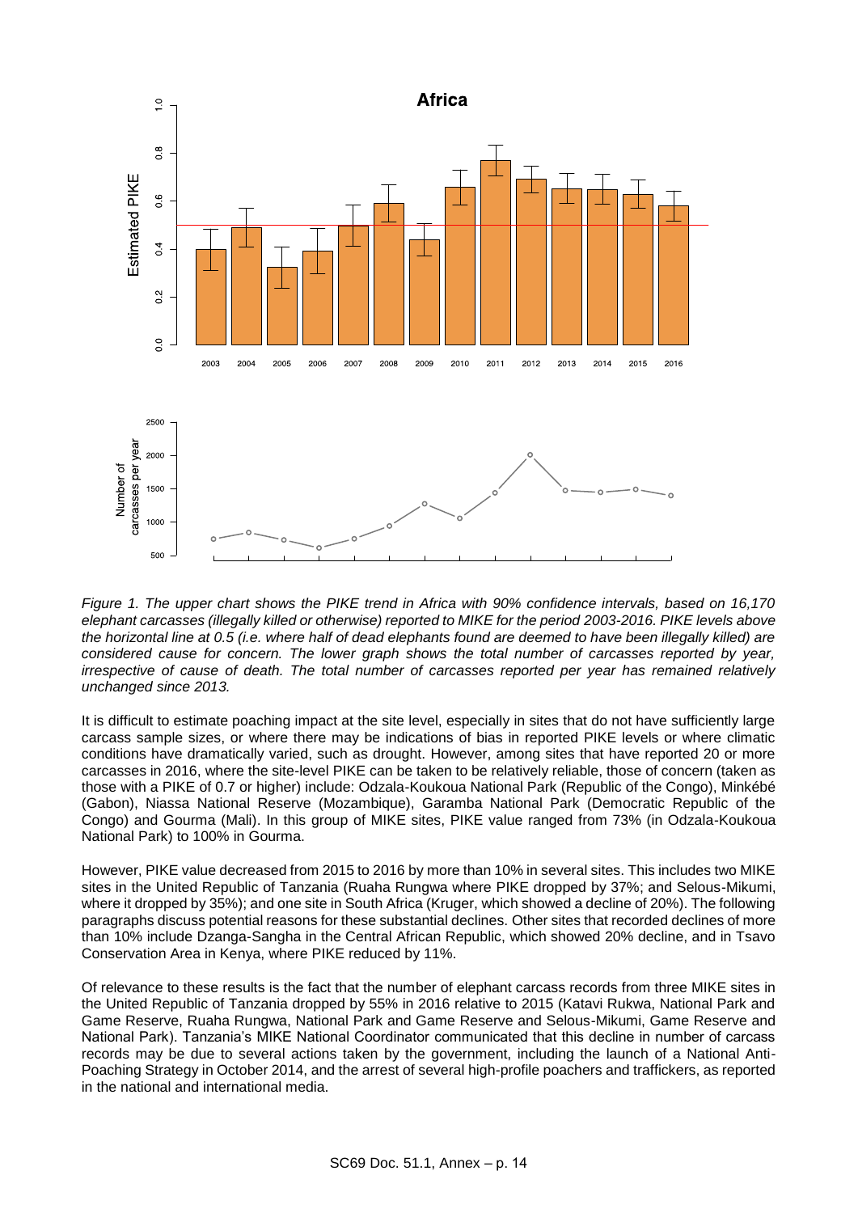*Figure 1. The upper chart shows the PIKE trend in Africa with 90% confidence intervals, based on 16,170 elephant carcasses (illegally killed or otherwise) reported to MIKE for the period 2003-2016. PIKE levels above the horizontal line at 0.5 (i.e. where half of dead elephants found are deemed to have been illegally killed) are considered cause for concern. The lower graph shows the total number of carcasses reported by year, irrespective of cause of death. The total number of carcasses reported per year has remained relatively unchanged since 2013.*

It is difficult to estimate poaching impact at the site level, especially in sites that do not have sufficiently large carcass sample sizes, or where there may be indications of bias in reported PIKE levels or where climatic conditions have dramatically varied, such as drought. However, among sites that have reported 20 or more carcasses in 2016, where the site-level PIKE can be taken to be relatively reliable, those of concern (taken as those with a PIKE of 0.7 or higher) include: Odzala-Koukoua National Park (Republic of the Congo), Minkébé (Gabon), Niassa National Reserve (Mozambique), Garamba National Park (Democratic Republic of the Congo) and Gourma (Mali). In this group of MIKE sites, PIKE value ranged from 73% (in Odzala-Koukoua National Park) to 100% in Gourma.

However, PIKE value decreased from 2015 to 2016 by more than 10% in several sites. This includes two MIKE sites in the United Republic of Tanzania (Ruaha Rungwa where PIKE dropped by 37%; and Selous-Mikumi, where it dropped by 35%); and one site in South Africa (Kruger, which showed a decline of 20%). The following paragraphs discuss potential reasons for these substantial declines. Other sites that recorded declines of more than 10% include Dzanga-Sangha in the Central African Republic, which showed 20% decline, and in Tsavo Conservation Area in Kenya, where PIKE reduced by 11%.

Of relevance to these results is the fact that the number of elephant carcass records from three MIKE sites in the United Republic of Tanzania dropped by 55% in 2016 relative to 2015 (Katavi Rukwa, National Park and Game Reserve, Ruaha Rungwa, National Park and Game Reserve and Selous-Mikumi, Game Reserve and National Park). Tanzania's MIKE National Coordinator communicated that this decline in number of carcass records may be due to several actions taken by the government, including the launch of a National Anti-Poaching Strategy in October 2014, and the arrest of several high-profile poachers and traffickers, as reported in the national and international media.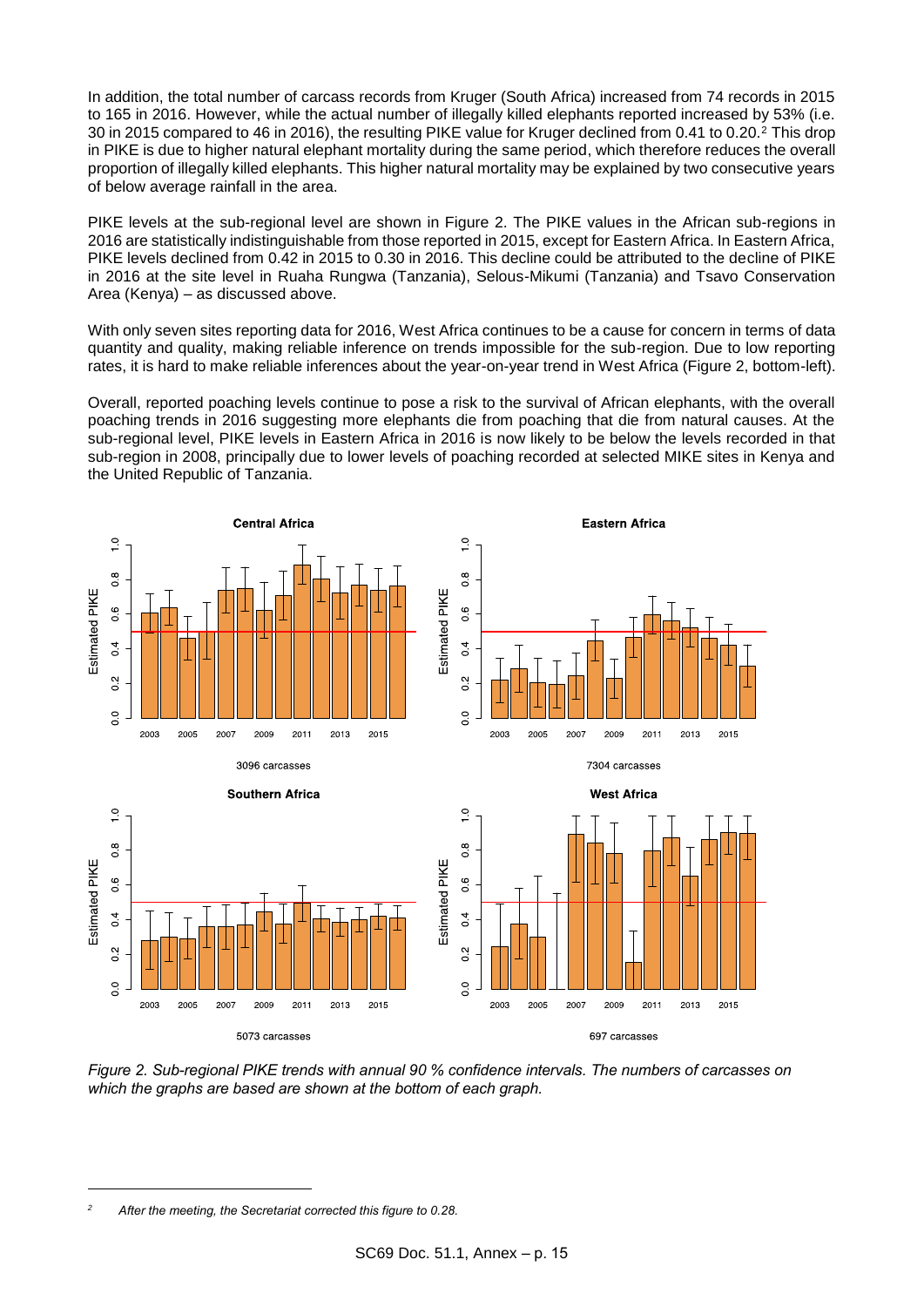In addition, the total number of carcass records from Kruger (South Africa) increased from 74 records in 2015 to 165 in 2016. However, while the actual number of illegally killed elephants reported increased by 53% (i.e. 30 in 2015 compared to 46 in 2016), the resulting PIKE value for Kruger declined from 0.41 to 0.20.[2] This drop in PIKE is due to higher natural elephant mortality during the same period, which therefore reduces the overall proportion of illegally killed elephants. This higher natural mortality may be explained by two consecutive years of below average rainfall in the area.

PIKE levels at the sub-regional level are shown in Figure 2. The PIKE values in the African sub-regions in 2016 are statistically indistinguishable from those reported in 2015, except for Eastern Africa. In Eastern Africa, PIKE levels declined from 0.42 in 2015 to 0.30 in 2016. This decline could be attributed to the decline of PIKE in 2016 at the site level in Ruaha Rungwa (Tanzania), Selous-Mikumi (Tanzania) and Tsavo Conservation Area (Kenya) – as discussed above.

With only seven sites reporting data for 2016, West Africa continues to be a cause for concern in terms of data quantity and quality, making reliable inference on trends impossible for the sub-region. Due to low reporting rates, it is hard to make reliable inferences about the year-on-year trend in West Africa (Figure 2, bottom-left).

Overall, reported poaching levels continue to pose a risk to the survival of African elephants, with the overall poaching trends in 2016 suggesting more elephants die from poaching that die from natural causes. At the sub-regional level, PIKE levels in Eastern Africa in 2016 is now likely to be below the levels recorded in that sub-region in 2008, principally due to lower levels of poaching recorded at selected MIKE sites in Kenya and the United Republic of Tanzania.

*Figure 2. Sub-regional PIKE trends with annual 90 % confidence intervals. The numbers of carcasses on which the graphs are based are shown at the bottom of each graph.*

[2] *After the meeting, the Secretariat corrected this figure to 0.28.*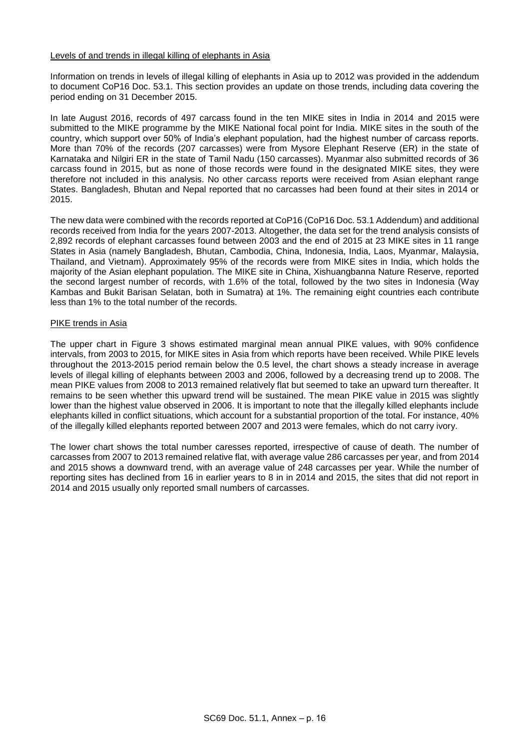Levels of and trends in illegal killing of elephants in Asia

Information on trends in levels of illegal killing of elephants in Asia up to 2012 was provided in the addendum to document CoP16 Doc. 53.1. This section provides an update on those trends, including data covering the period ending on 31 December 2015.

In late August 2016, records of 497 carcass found in the ten MIKE sites in India in 2014 and 2015 were submitted to the MIKE programme by the MIKE National focal point for India. MIKE sites in the south of the country, which support over 50% of India's elephant population, had the highest number of carcass reports. More than 70% of the records (207 carcasses) were from Mysore Elephant Reserve (ER) in the state of Karnataka and Nilgiri ER in the state of Tamil Nadu (150 carcasses). Myanmar also submitted records of 36 carcass found in 2015, but as none of those records were found in the designated MIKE sites, they were therefore not included in this analysis. No other carcass reports were received from Asian elephant range States. Bangladesh, Bhutan and Nepal reported that no carcasses had been found at their sites in 2014 or 2015.

The new data were combined with the records reported at CoP16 (CoP16 Doc. 53.1 Addendum) and additional records received from India for the years 2007-2013. Altogether, the data set for the trend analysis consists of 2,892 records of elephant carcasses found between 2003 and the end of 2015 at 23 MIKE sites in 11 range States in Asia (namely Bangladesh, Bhutan, Cambodia, China, Indonesia, India, Laos, Myanmar, Malaysia, Thailand, and Vietnam). Approximately 95% of the records were from MIKE sites in India, which holds the majority of the Asian elephant population. The MIKE site in China, Xishuangbanna Nature Reserve, reported the second largest number of records, with 1.6% of the total, followed by the two sites in Indonesia (Way Kambas and Bukit Barisan Selatan, both in Sumatra) at 1%. The remaining eight countries each contribute less than 1% to the total number of the records.

PIKE trends in Asia

The upper chart in Figure 3 shows estimated marginal mean annual PIKE values, with 90% confidence intervals, from 2003 to 2015, for MIKE sites in Asia from which reports have been received. While PIKE levels throughout the 2013-2015 period remain below the 0.5 level, the chart shows a steady increase in average levels of illegal killing of elephants between 2003 and 2006, followed by a decreasing trend up to 2008. The mean PIKE values from 2008 to 2013 remained relatively flat but seemed to take an upward turn thereafter. It remains to be seen whether this upward trend will be sustained. The mean PIKE value in 2015 was slightly lower than the highest value observed in 2006. It is important to note that the illegally killed elephants include elephants killed in conflict situations, which account for a substantial proportion of the total. For instance, 40% of the illegally killed elephants reported between 2007 and 2013 were females, which do not carry ivory.

The lower chart shows the total number caresses reported, irrespective of cause of death. The number of carcasses from 2007 to 2013 remained relative flat, with average value 286 carcasses per year, and from 2014 and 2015 shows a downward trend, with an average value of 248 carcasses per year. While the number of reporting sites has declined from 16 in earlier years to 8 in in 2014 and 2015, the sites that did not report in 2014 and 2015 usually only reported small numbers of carcasses.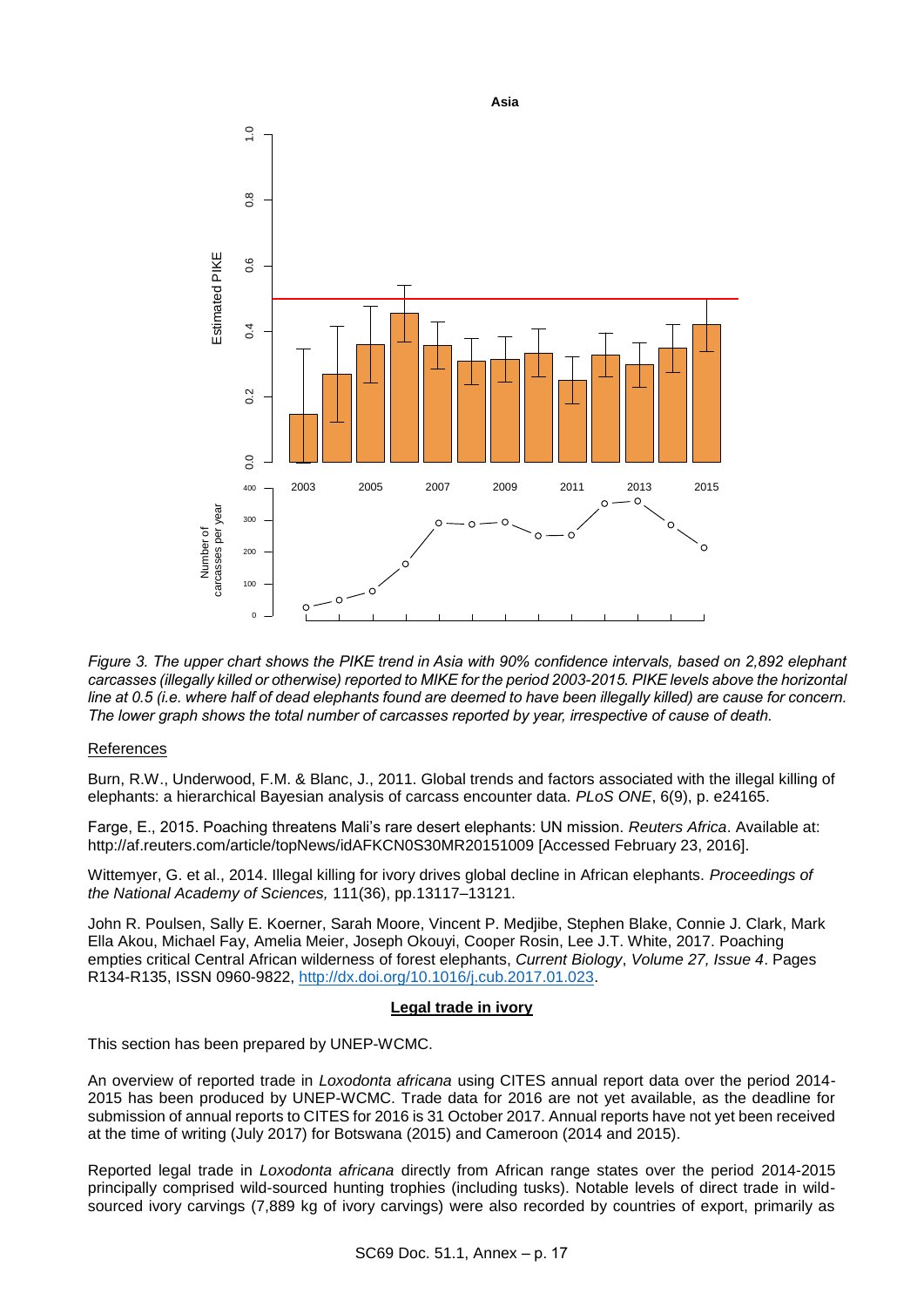*Figure 3. The upper chart shows the PIKE trend in Asia with 90% confidence intervals, based on 2,892 elephant carcasses (illegally killed or otherwise) reported to MIKE for the period 2003-2015. PIKE levels above the horizontal line at 0.5 (i.e. where half of dead elephants found are deemed to have been illegally killed) are cause for concern. The lower graph shows the total number of carcasses reported by year, irrespective of cause of death.*

References

Burn, R.W., Underwood, F.M. & Blanc, J., 2011. Global trends and factors associated with the illegal killing of elephants: a hierarchical Bayesian analysis of carcass encounter data. *PLoS ONE*, 6(9), p. e24165.

Farge, E., 2015. Poaching threatens Mali's rare desert elephants: UN mission. *Reuters Africa*. Available at: http://af.reuters.com/article/topNews/idAFKCN0S30MR20151009 [Accessed February 23, 2016].

Wittemyer, G. et al., 2014. Illegal killing for ivory drives global decline in African elephants. *Proceedings of the National Academy of Sciences,* 111(36), pp.13117–13121.

John R. Poulsen, Sally E. Koerner, Sarah Moore, Vincent P. Medjibe, Stephen Blake, Connie J. Clark, Mark Ella Akou, Michael Fay, Amelia Meier, Joseph Okouyi, Cooper Rosin, Lee J.T. White, 2017. Poaching empties critical Central African wilderness of forest elephants, *Current Biology*, *Volume 27, Issue 4*. Pages R134-R135, ISSN 0960-9822, http://dx.doi.org/10.1016/j.cub.2017.01.023.

## **Legal trade in ivory**

This section has been prepared by UNEP-WCMC.

An overview of reported trade in *Loxodonta africana* using CITES annual report data over the period 2014-2015 has been produced by UNEP-WCMC. Trade data for 2016 are not yet available, as the deadline for submission of annual reports to CITES for 2016 is 31 October 2017. Annual reports have not yet been received at the time of writing (July 2017) for Botswana (2015) and Cameroon (2014 and 2015).

Reported legal trade in *Loxodonta africana* directly from African range states over the period 2014-2015 principally comprised wild-sourced hunting trophies (including tusks). Notable levels of direct trade in wild-sourced ivory carvings (7,889 kg of ivory carvings) were also recorded by countries of export, primarily as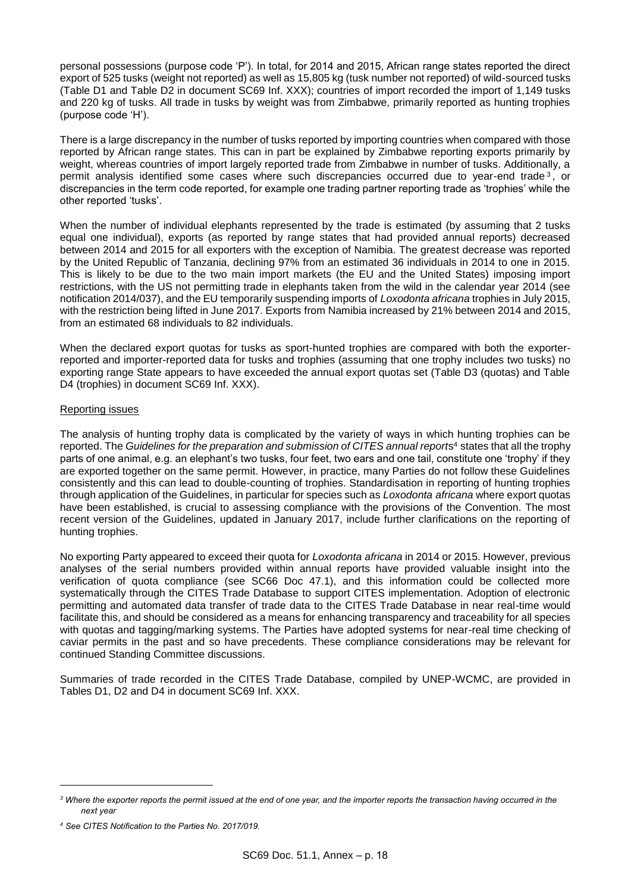personal possessions (purpose code 'P'). In total, for 2014 and 2015, African range states reported the direct export of 525 tusks (weight not reported) as well as 15,805 kg (tusk number not reported) of wild-sourced tusks (Table D1 and Table D2 in document SC69 Inf. XXX); countries of import recorded the import of 1,149 tusks and 220 kg of tusks. All trade in tusks by weight was from Zimbabwe, primarily reported as hunting trophies (purpose code 'H').

There is a large discrepancy in the number of tusks reported by importing countries when compared with those reported by African range states. This can in part be explained by Zimbabwe reporting exports primarily by weight, whereas countries of import largely reported trade from Zimbabwe in number of tusks. Additionally, a permit analysis identified some cases where such discrepancies occurred due to year-end trade[3], or discrepancies in the term code reported, for example one trading partner reporting trade as 'trophies' while the other reported 'tusks'.

When the number of individual elephants represented by the trade is estimated (by assuming that 2 tusks equal one individual), exports (as reported by range states that had provided annual reports) decreased between 2014 and 2015 for all exporters with the exception of Namibia. The greatest decrease was reported by the United Republic of Tanzania, declining 97% from an estimated 36 individuals in 2014 to one in 2015. This is likely to be due to the two main import markets (the EU and the United States) imposing import restrictions, with the US not permitting trade in elephants taken from the wild in the calendar year 2014 (see notification 2014/037), and the EU temporarily suspending imports of *Loxodonta africana* trophies in July 2015, with the restriction being lifted in June 2017. Exports from Namibia increased by 21% between 2014 and 2015, from an estimated 68 individuals to 82 individuals.

When the declared export quotas for tusks as sport-hunted trophies are compared with both the exporter-reported and importer-reported data for tusks and trophies (assuming that one trophy includes two tusks) no exporting range State appears to have exceeded the annual export quotas set (Table D3 (quotas) and Table D4 (trophies) in document SC69 Inf. XXX).

<u>Reporting issues</u>

The analysis of hunting trophy data is complicated by the variety of ways in which hunting trophies can be reported. The *Guidelines for the preparation and submission of CITES annual reports*[4] states that all the trophy parts of one animal, e.g. an elephant's two tusks, four feet, two ears and one tail, constitute one 'trophy' if they are exported together on the same permit. However, in practice, many Parties do not follow these Guidelines consistently and this can lead to double-counting of trophies. Standardisation in reporting of hunting trophies through application of the Guidelines, in particular for species such as *Loxodonta africana* where export quotas have been established, is crucial to assessing compliance with the provisions of the Convention. The most recent version of the Guidelines, updated in January 2017, include further clarifications on the reporting of hunting trophies.

No exporting Party appeared to exceed their quota for *Loxodonta africana* in 2014 or 2015. However, previous analyses of the serial numbers provided within annual reports have provided valuable insight into the verification of quota compliance (see SC66 Doc 47.1), and this information could be collected more systematically through the CITES Trade Database to support CITES implementation. Adoption of electronic permitting and automated data transfer of trade data to the CITES Trade Database in near real-time would facilitate this, and should be considered as a means for enhancing transparency and traceability for all species with quotas and tagging/marking systems. The Parties have adopted systems for near-real time checking of caviar permits in the past and so have precedents. These compliance considerations may be relevant for continued Standing Committee discussions.

Summaries of trade recorded in the CITES Trade Database, compiled by UNEP-WCMC, are provided in Tables D1, D2 and D4 in document SC69 Inf. XXX.

---

*[3] Where the exporter reports the permit issued at the end of one year, and the importer reports the transaction having occurred in the next year*

*[4] See CITES Notification to the Parties No. 2017/019.*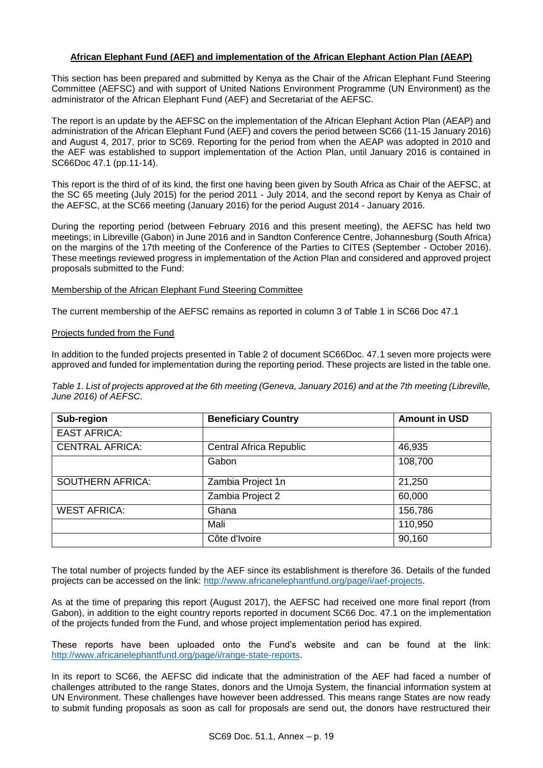**African Elephant Fund (AEF) and implementation of the African Elephant Action Plan (AEAP)**

This section has been prepared and submitted by Kenya as the Chair of the African Elephant Fund Steering Committee (AEFSC) and with support of United Nations Environment Programme (UN Environment) as the administrator of the African Elephant Fund (AEF) and Secretariat of the AEFSC.

The report is an update by the AEFSC on the implementation of the African Elephant Action Plan (AEAP) and administration of the African Elephant Fund (AEF) and covers the period between SC66 (11-15 January 2016) and August 4, 2017, prior to SC69. Reporting for the period from when the AEAP was adopted in 2010 and the AEF was established to support implementation of the Action Plan, until January 2016 is contained in SC66Doc 47.1 (pp.11-14).

This report is the third of of its kind, the first one having been given by South Africa as Chair of the AEFSC, at the SC 65 meeting (July 2015) for the period 2011 - July 2014, and the second report by Kenya as Chair of the AEFSC, at the SC66 meeting (January 2016) for the period August 2014 - January 2016.

During the reporting period (between February 2016 and this present meeting), the AEFSC has held two meetings; in Libreville (Gabon) in June 2016 and in Sandton Conference Centre, Johannesburg (South Africa) on the margins of the 17th meeting of the Conference of the Parties to CITES (September - October 2016). These meetings reviewed progress in implementation of the Action Plan and considered and approved project proposals submitted to the Fund:

Membership of the African Elephant Fund Steering Committee

The current membership of the AEFSC remains as reported in column 3 of Table 1 in SC66 Doc 47.1

Projects funded from the Fund

In addition to the funded projects presented in Table 2 of document SC66Doc. 47.1 seven more projects were approved and funded for implementation during the reporting period. These projects are listed in the table one.

*Table 1. List of projects approved at the 6th meeting (Geneva, January 2016) and at the 7th meeting (Libreville, June 2016) of AEFSC.*

| Sub-region | Beneficiary Country | Amount in USD |
|---|---|---|
| EAST AFRICA: | | |
| CENTRAL AFRICA: | Central Africa Republic | 46,935 |
| | Gabon | 108,700 |
| SOUTHERN AFRICA: | Zambia Project 1n | 21,250 |
| | Zambia Project 2 | 60,000 |
| WEST AFRICA: | Ghana | 156,786 |
| | Mali | 110,950 |
| | Côte d'Ivoire | 90,160 |

The total number of projects funded by the AEF since its establishment is therefore 36. Details of the funded projects can be accessed on the link: http://www.africanelephantfund.org/page/i/aef-projects.

As at the time of preparing this report (August 2017), the AEFSC had received one more final report (from Gabon), in addition to the eight country reports reported in document SC66 Doc. 47.1 on the implementation of the projects funded from the Fund, and whose project implementation period has expired.

These reports have been uploaded onto the Fund's website and can be found at the link: http://www.africanelephantfund.org/page/i/range-state-reports.

In its report to SC66, the AEFSC did indicate that the administration of the AEF had faced a number of challenges attributed to the range States, donors and the Umoja System, the financial information system at UN Environment. These challenges have however been addressed. This means range States are now ready to submit funding proposals as soon as call for proposals are send out, the donors have restructured their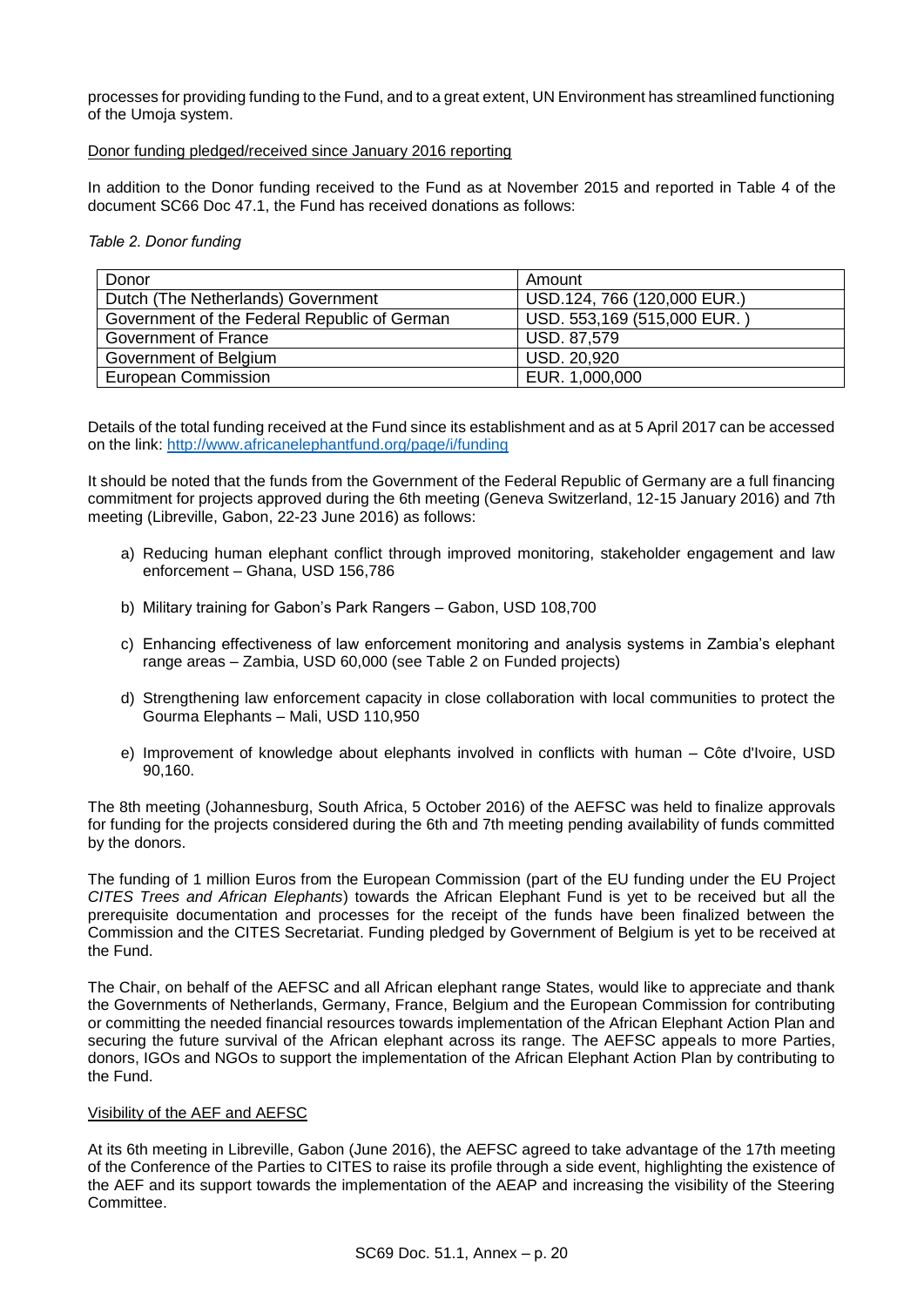processes for providing funding to the Fund, and to a great extent, UN Environment has streamlined functioning of the Umoja system.

Donor funding pledged/received since January 2016 reporting

In addition to the Donor funding received to the Fund as at November 2015 and reported in Table 4 of the document SC66 Doc 47.1, the Fund has received donations as follows:

*Table 2. Donor funding*

| Donor | Amount |
|---|---|
| Dutch (The Netherlands) Government | USD.124, 766 (120,000 EUR.) |
| Government of the Federal Republic of German | USD. 553,169 (515,000 EUR. ) |
| Government of France | USD. 87,579 |
| Government of Belgium | USD. 20,920 |
| European Commission | EUR. 1,000,000 |

Details of the total funding received at the Fund since its establishment and as at 5 April 2017 can be accessed on the link: http://www.africanelephantfund.org/page/i/funding

It should be noted that the funds from the Government of the Federal Republic of Germany are a full financing commitment for projects approved during the 6th meeting (Geneva Switzerland, 12-15 January 2016) and 7th meeting (Libreville, Gabon, 22-23 June 2016) as follows:

a) Reducing human elephant conflict through improved monitoring, stakeholder engagement and law enforcement – Ghana, USD 156,786

b) Military training for Gabon's Park Rangers – Gabon, USD 108,700

c) Enhancing effectiveness of law enforcement monitoring and analysis systems in Zambia's elephant range areas – Zambia, USD 60,000 (see Table 2 on Funded projects)

d) Strengthening law enforcement capacity in close collaboration with local communities to protect the Gourma Elephants – Mali, USD 110,950

e) Improvement of knowledge about elephants involved in conflicts with human – Côte d'Ivoire, USD 90,160.

The 8th meeting (Johannesburg, South Africa, 5 October 2016) of the AEFSC was held to finalize approvals for funding for the projects considered during the 6th and 7th meeting pending availability of funds committed by the donors.

The funding of 1 million Euros from the European Commission (part of the EU funding under the EU Project *CITES Trees and African Elephants*) towards the African Elephant Fund is yet to be received but all the prerequisite documentation and processes for the receipt of the funds have been finalized between the Commission and the CITES Secretariat. Funding pledged by Government of Belgium is yet to be received at the Fund.

The Chair, on behalf of the AEFSC and all African elephant range States, would like to appreciate and thank the Governments of Netherlands, Germany, France, Belgium and the European Commission for contributing or committing the needed financial resources towards implementation of the African Elephant Action Plan and securing the future survival of the African elephant across its range. The AEFSC appeals to more Parties, donors, IGOs and NGOs to support the implementation of the African Elephant Action Plan by contributing to the Fund.

Visibility of the AEF and AEFSC

At its 6th meeting in Libreville, Gabon (June 2016), the AEFSC agreed to take advantage of the 17th meeting of the Conference of the Parties to CITES to raise its profile through a side event, highlighting the existence of the AEF and its support towards the implementation of the AEAP and increasing the visibility of the Steering Committee.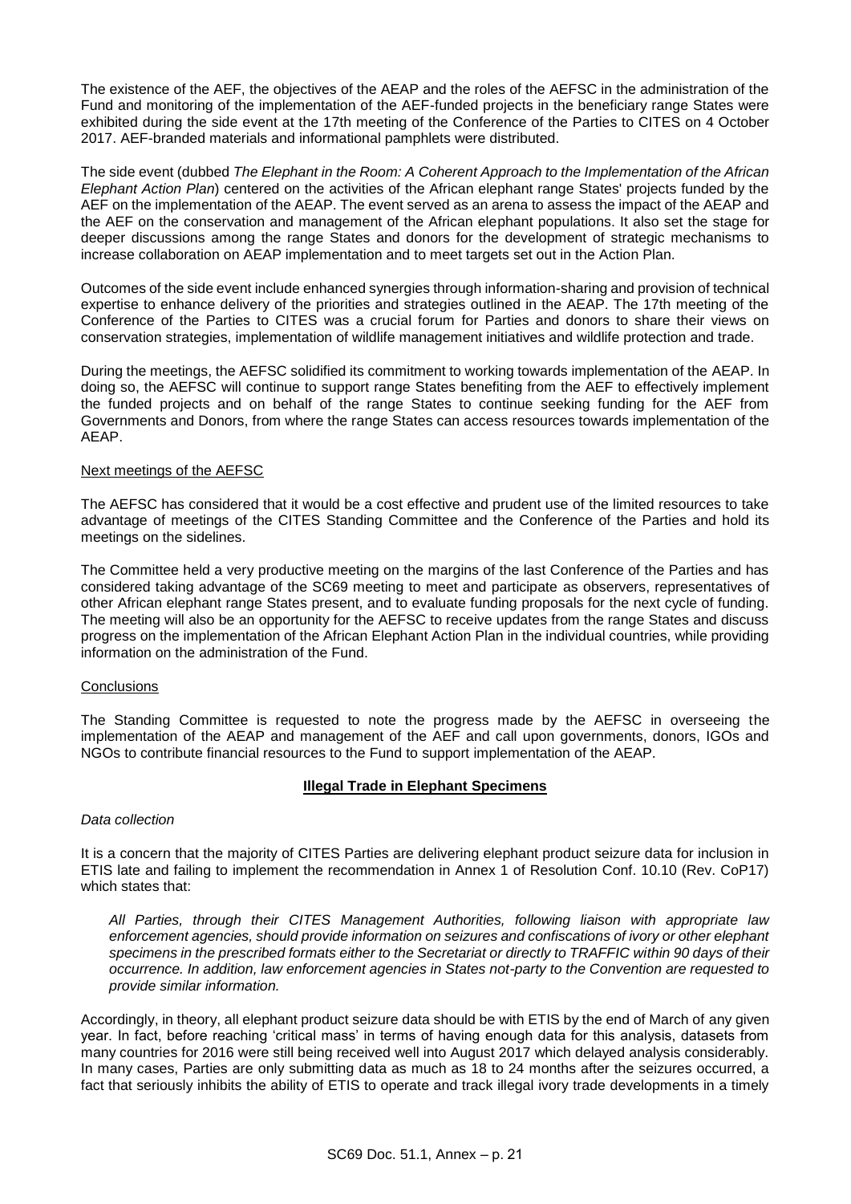The existence of the AEF, the objectives of the AEAP and the roles of the AEFSC in the administration of the Fund and monitoring of the implementation of the AEF-funded projects in the beneficiary range States were exhibited during the side event at the 17th meeting of the Conference of the Parties to CITES on 4 October 2017. AEF-branded materials and informational pamphlets were distributed.

The side event (dubbed *The Elephant in the Room: A Coherent Approach to the Implementation of the African Elephant Action Plan*) centered on the activities of the African elephant range States' projects funded by the AEF on the implementation of the AEAP. The event served as an arena to assess the impact of the AEAP and the AEF on the conservation and management of the African elephant populations. It also set the stage for deeper discussions among the range States and donors for the development of strategic mechanisms to increase collaboration on AEAP implementation and to meet targets set out in the Action Plan.

Outcomes of the side event include enhanced synergies through information-sharing and provision of technical expertise to enhance delivery of the priorities and strategies outlined in the AEAP. The 17th meeting of the Conference of the Parties to CITES was a crucial forum for Parties and donors to share their views on conservation strategies, implementation of wildlife management initiatives and wildlife protection and trade.

During the meetings, the AEFSC solidified its commitment to working towards implementation of the AEAP. In doing so, the AEFSC will continue to support range States benefiting from the AEF to effectively implement the funded projects and on behalf of the range States to continue seeking funding for the AEF from Governments and Donors, from where the range States can access resources towards implementation of the AEAP.

Next meetings of the AEFSC

The AEFSC has considered that it would be a cost effective and prudent use of the limited resources to take advantage of meetings of the CITES Standing Committee and the Conference of the Parties and hold its meetings on the sidelines.

The Committee held a very productive meeting on the margins of the last Conference of the Parties and has considered taking advantage of the SC69 meeting to meet and participate as observers, representatives of other African elephant range States present, and to evaluate funding proposals for the next cycle of funding. The meeting will also be an opportunity for the AEFSC to receive updates from the range States and discuss progress on the implementation of the African Elephant Action Plan in the individual countries, while providing information on the administration of the Fund.

Conclusions

The Standing Committee is requested to note the progress made by the AEFSC in overseeing the implementation of the AEAP and management of the AEF and call upon governments, donors, IGOs and NGOs to contribute financial resources to the Fund to support implementation of the AEAP.

## Illegal Trade in Elephant Specimens

*Data collection*

It is a concern that the majority of CITES Parties are delivering elephant product seizure data for inclusion in ETIS late and failing to implement the recommendation in Annex 1 of Resolution Conf. 10.10 (Rev. CoP17) which states that:

> *All Parties, through their CITES Management Authorities, following liaison with appropriate law enforcement agencies, should provide information on seizures and confiscations of ivory or other elephant specimens in the prescribed formats either to the Secretariat or directly to TRAFFIC within 90 days of their occurrence. In addition, law enforcement agencies in States not-party to the Convention are requested to provide similar information.*

Accordingly, in theory, all elephant product seizure data should be with ETIS by the end of March of any given year. In fact, before reaching 'critical mass' in terms of having enough data for this analysis, datasets from many countries for 2016 were still being received well into August 2017 which delayed analysis considerably. In many cases, Parties are only submitting data as much as 18 to 24 months after the seizures occurred, a fact that seriously inhibits the ability of ETIS to operate and track illegal ivory trade developments in a timely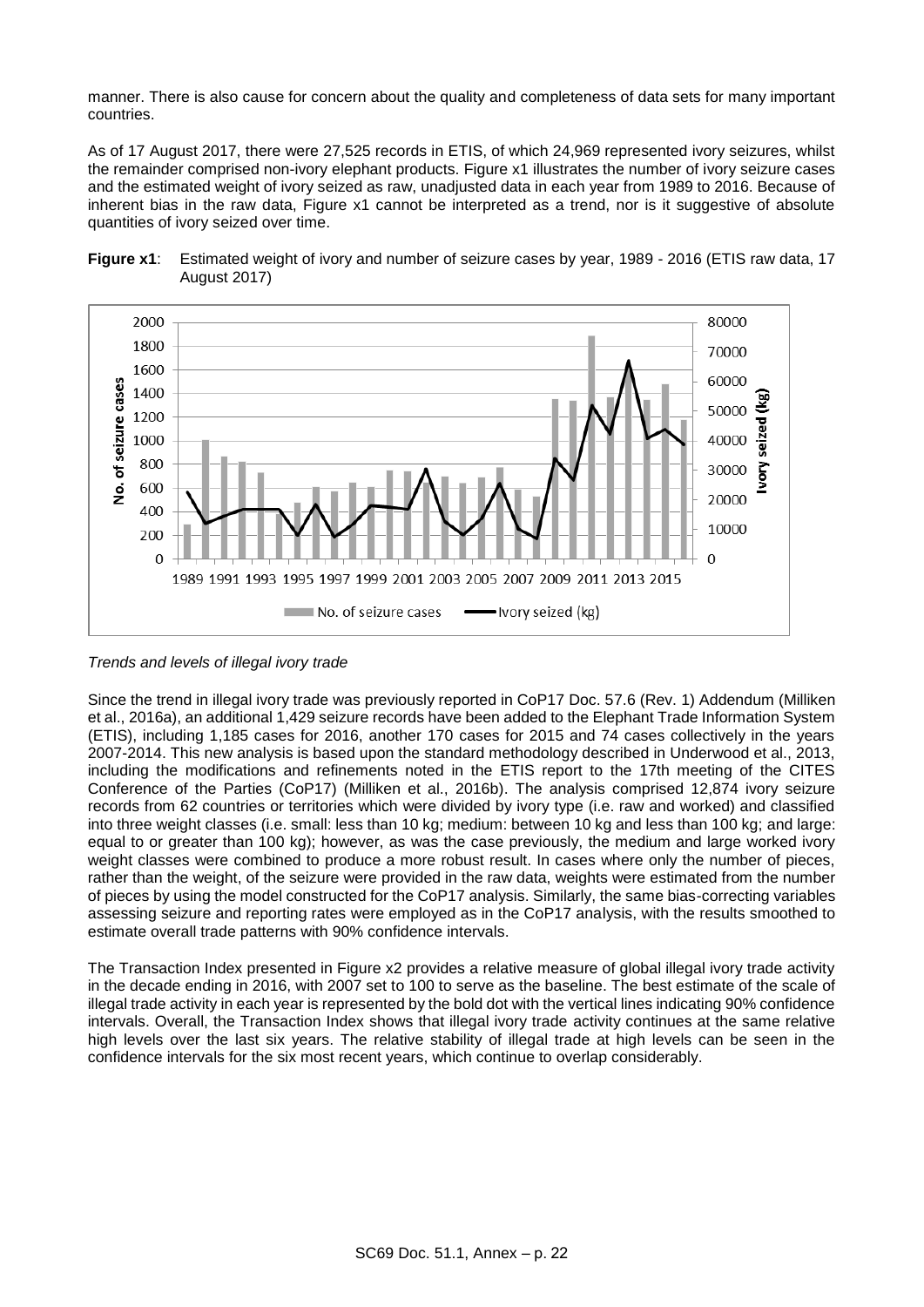manner. There is also cause for concern about the quality and completeness of data sets for many important countries.

As of 17 August 2017, there were 27,525 records in ETIS, of which 24,969 represented ivory seizures, whilst the remainder comprised non-ivory elephant products. Figure x1 illustrates the number of ivory seizure cases and the estimated weight of ivory seized as raw, unadjusted data in each year from 1989 to 2016. Because of inherent bias in the raw data, Figure x1 cannot be interpreted as a trend, nor is it suggestive of absolute quantities of ivory seized over time.

**Figure x1**: Estimated weight of ivory and number of seizure cases by year, 1989 - 2016 (ETIS raw data, 17 August 2017)

*Trends and levels of illegal ivory trade*

Since the trend in illegal ivory trade was previously reported in CoP17 Doc. 57.6 (Rev. 1) Addendum (Milliken et al., 2016a), an additional 1,429 seizure records have been added to the Elephant Trade Information System (ETIS), including 1,185 cases for 2016, another 170 cases for 2015 and 74 cases collectively in the years 2007-2014. This new analysis is based upon the standard methodology described in Underwood et al., 2013, including the modifications and refinements noted in the ETIS report to the 17th meeting of the CITES Conference of the Parties (CoP17) (Milliken et al., 2016b). The analysis comprised 12,874 ivory seizure records from 62 countries or territories which were divided by ivory type (i.e. raw and worked) and classified into three weight classes (i.e. small: less than 10 kg; medium: between 10 kg and less than 100 kg; and large: equal to or greater than 100 kg); however, as was the case previously, the medium and large worked ivory weight classes were combined to produce a more robust result. In cases where only the number of pieces, rather than the weight, of the seizure were provided in the raw data, weights were estimated from the number of pieces by using the model constructed for the CoP17 analysis. Similarly, the same bias-correcting variables assessing seizure and reporting rates were employed as in the CoP17 analysis, with the results smoothed to estimate overall trade patterns with 90% confidence intervals.

The Transaction Index presented in Figure x2 provides a relative measure of global illegal ivory trade activity in the decade ending in 2016, with 2007 set to 100 to serve as the baseline. The best estimate of the scale of illegal trade activity in each year is represented by the bold dot with the vertical lines indicating 90% confidence intervals. Overall, the Transaction Index shows that illegal ivory trade activity continues at the same relative high levels over the last six years. The relative stability of illegal trade at high levels can be seen in the confidence intervals for the six most recent years, which continue to overlap considerably.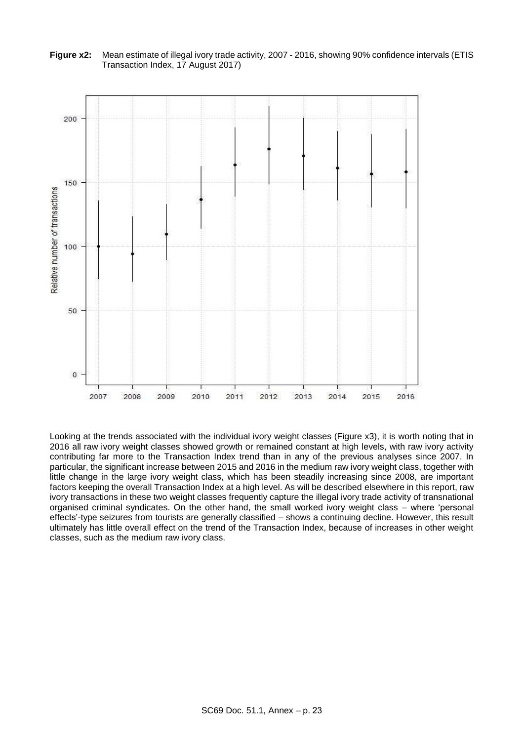**Figure x2:** Mean estimate of illegal ivory trade activity, 2007 - 2016, showing 90% confidence intervals (ETIS Transaction Index, 17 August 2017)

Looking at the trends associated with the individual ivory weight classes (Figure x3), it is worth noting that in 2016 all raw ivory weight classes showed growth or remained constant at high levels, with raw ivory activity contributing far more to the Transaction Index trend than in any of the previous analyses since 2007. In particular, the significant increase between 2015 and 2016 in the medium raw ivory weight class, together with little change in the large ivory weight class, which has been steadily increasing since 2008, are important factors keeping the overall Transaction Index at a high level. As will be described elsewhere in this report, raw ivory transactions in these two weight classes frequently capture the illegal ivory trade activity of transnational organised criminal syndicates. On the other hand, the small worked ivory weight class – where 'personal effects'-type seizures from tourists are generally classified – shows a continuing decline. However, this result ultimately has little overall effect on the trend of the Transaction Index, because of increases in other weight classes, such as the medium raw ivory class.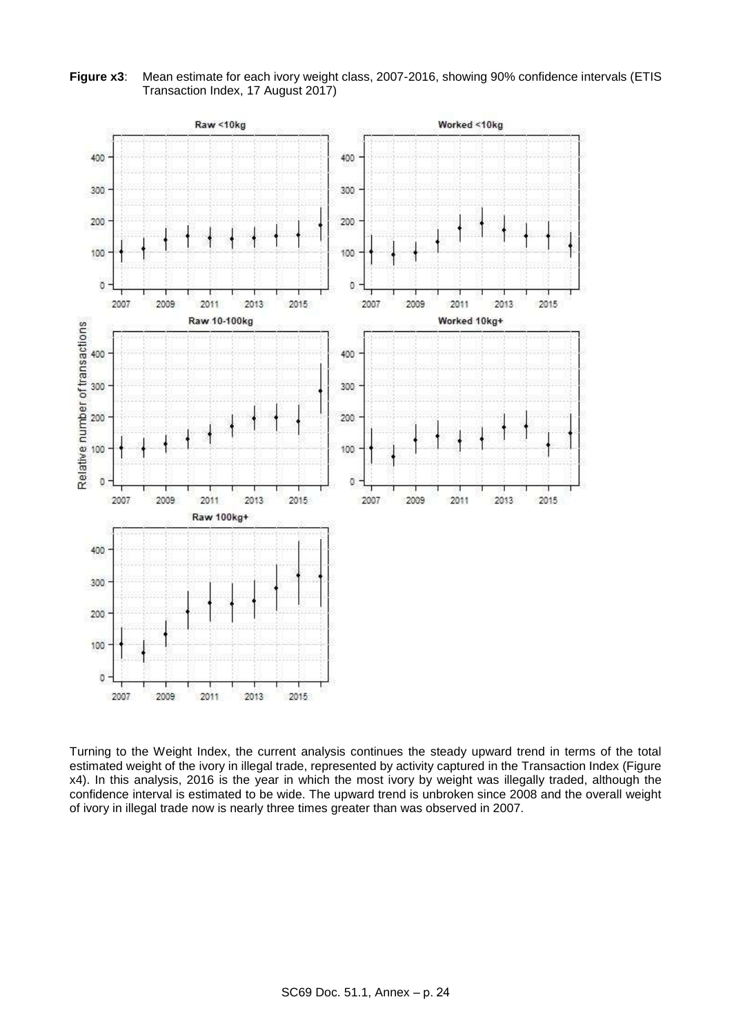**Figure x3**: Mean estimate for each ivory weight class, 2007-2016, showing 90% confidence intervals (ETIS Transaction Index, 17 August 2017)

Turning to the Weight Index, the current analysis continues the steady upward trend in terms of the total estimated weight of the ivory in illegal trade, represented by activity captured in the Transaction Index (Figure x4). In this analysis, 2016 is the year in which the most ivory by weight was illegally traded, although the confidence interval is estimated to be wide. The upward trend is unbroken since 2008 and the overall weight of ivory in illegal trade now is nearly three times greater than was observed in 2007.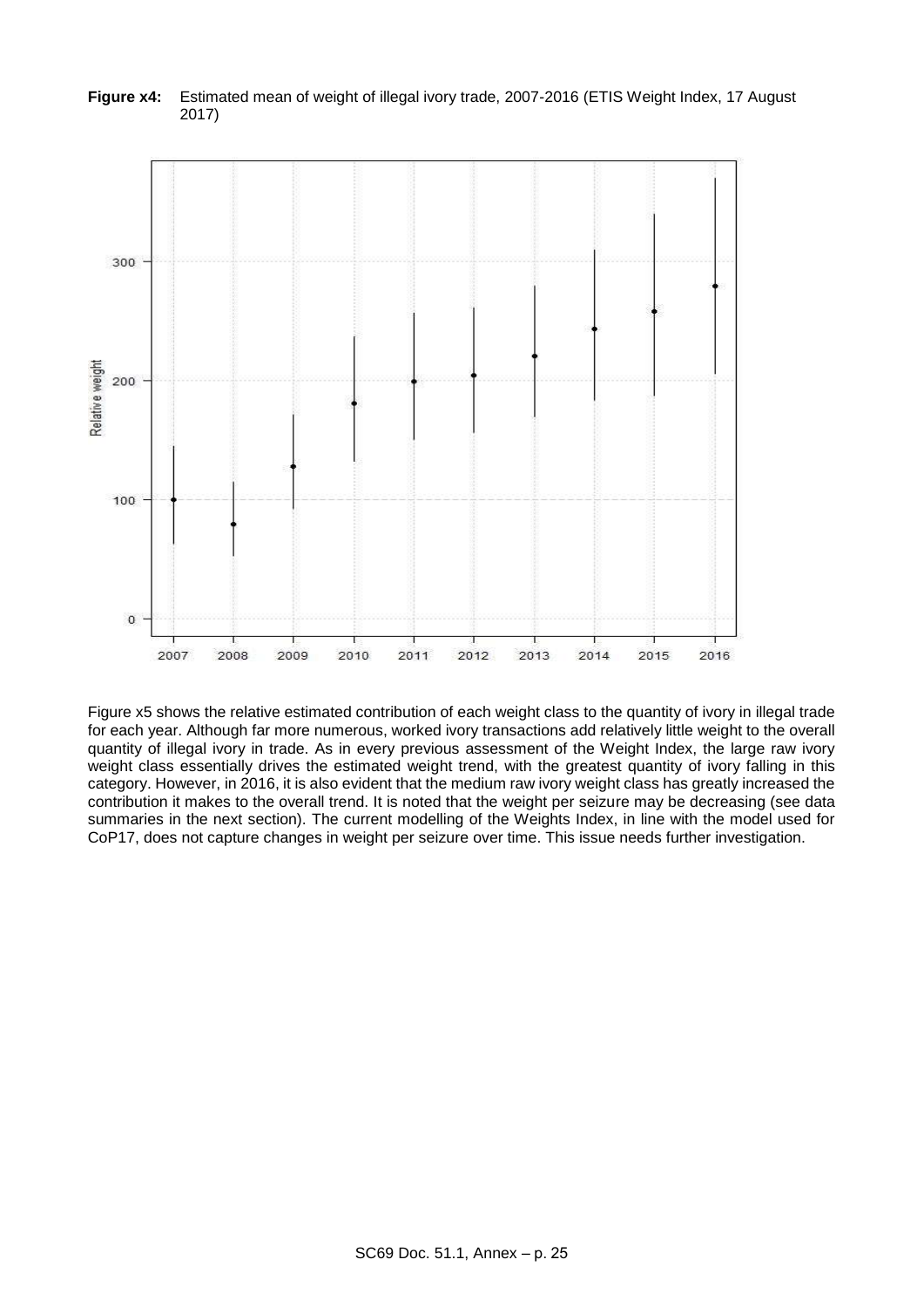**Figure x4:** Estimated mean of weight of illegal ivory trade, 2007-2016 (ETIS Weight Index, 17 August 2017)

Figure x5 shows the relative estimated contribution of each weight class to the quantity of ivory in illegal trade for each year. Although far more numerous, worked ivory transactions add relatively little weight to the overall quantity of illegal ivory in trade. As in every previous assessment of the Weight Index, the large raw ivory weight class essentially drives the estimated weight trend, with the greatest quantity of ivory falling in this category. However, in 2016, it is also evident that the medium raw ivory weight class has greatly increased the contribution it makes to the overall trend. It is noted that the weight per seizure may be decreasing (see data summaries in the next section). The current modelling of the Weights Index, in line with the model used for CoP17, does not capture changes in weight per seizure over time. This issue needs further investigation.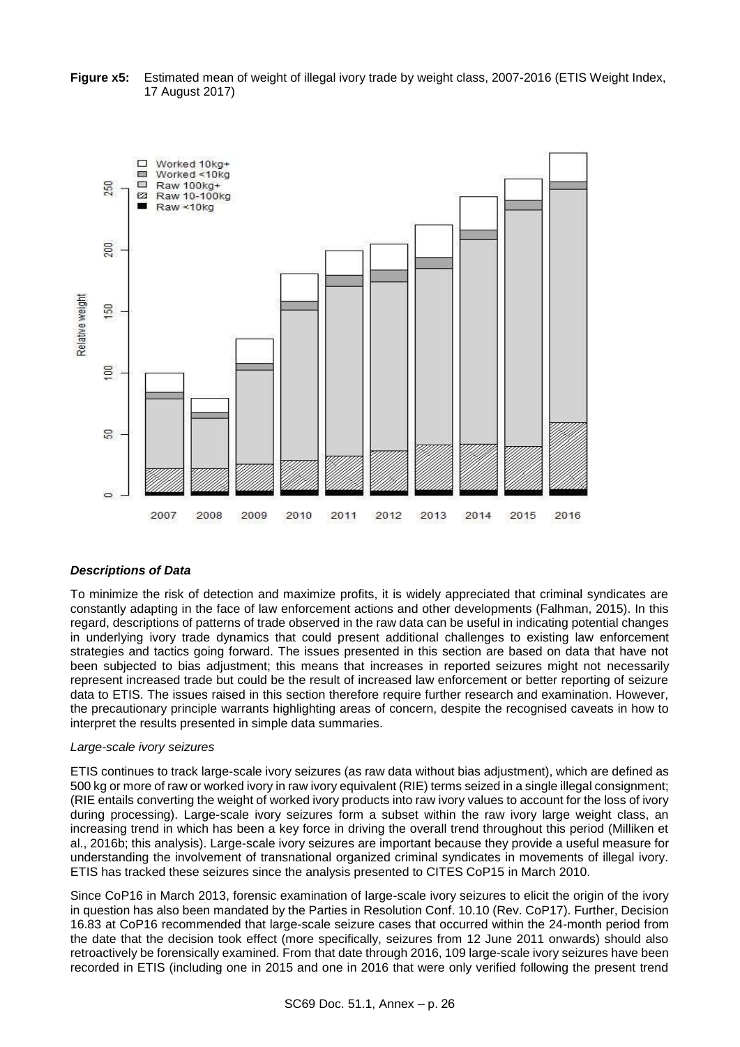**Figure x5:** Estimated mean of weight of illegal ivory trade by weight class, 2007-2016 (ETIS Weight Index, 17 August 2017)

***Descriptions of Data***

To minimize the risk of detection and maximize profits, it is widely appreciated that criminal syndicates are constantly adapting in the face of law enforcement actions and other developments (Falhman, 2015). In this regard, descriptions of patterns of trade observed in the raw data can be useful in indicating potential changes in underlying ivory trade dynamics that could present additional challenges to existing law enforcement strategies and tactics going forward. The issues presented in this section are based on data that have not been subjected to bias adjustment; this means that increases in reported seizures might not necessarily represent increased trade but could be the result of increased law enforcement or better reporting of seizure data to ETIS. The issues raised in this section therefore require further research and examination. However, the precautionary principle warrants highlighting areas of concern, despite the recognised caveats in how to interpret the results presented in simple data summaries.

*Large-scale ivory seizures*

ETIS continues to track large-scale ivory seizures (as raw data without bias adjustment), which are defined as 500 kg or more of raw or worked ivory in raw ivory equivalent (RIE) terms seized in a single illegal consignment; (RIE entails converting the weight of worked ivory products into raw ivory values to account for the loss of ivory during processing). Large-scale ivory seizures form a subset within the raw ivory large weight class, an increasing trend in which has been a key force in driving the overall trend throughout this period (Milliken et al., 2016b; this analysis). Large-scale ivory seizures are important because they provide a useful measure for understanding the involvement of transnational organized criminal syndicates in movements of illegal ivory. ETIS has tracked these seizures since the analysis presented to CITES CoP15 in March 2010.

Since CoP16 in March 2013, forensic examination of large-scale ivory seizures to elicit the origin of the ivory in question has also been mandated by the Parties in Resolution Conf. 10.10 (Rev. CoP17). Further, Decision 16.83 at CoP16 recommended that large-scale seizure cases that occurred within the 24-month period from the date that the decision took effect (more specifically, seizures from 12 June 2011 onwards) should also retroactively be forensically examined. From that date through 2016, 109 large-scale ivory seizures have been recorded in ETIS (including one in 2015 and one in 2016 that were only verified following the present trend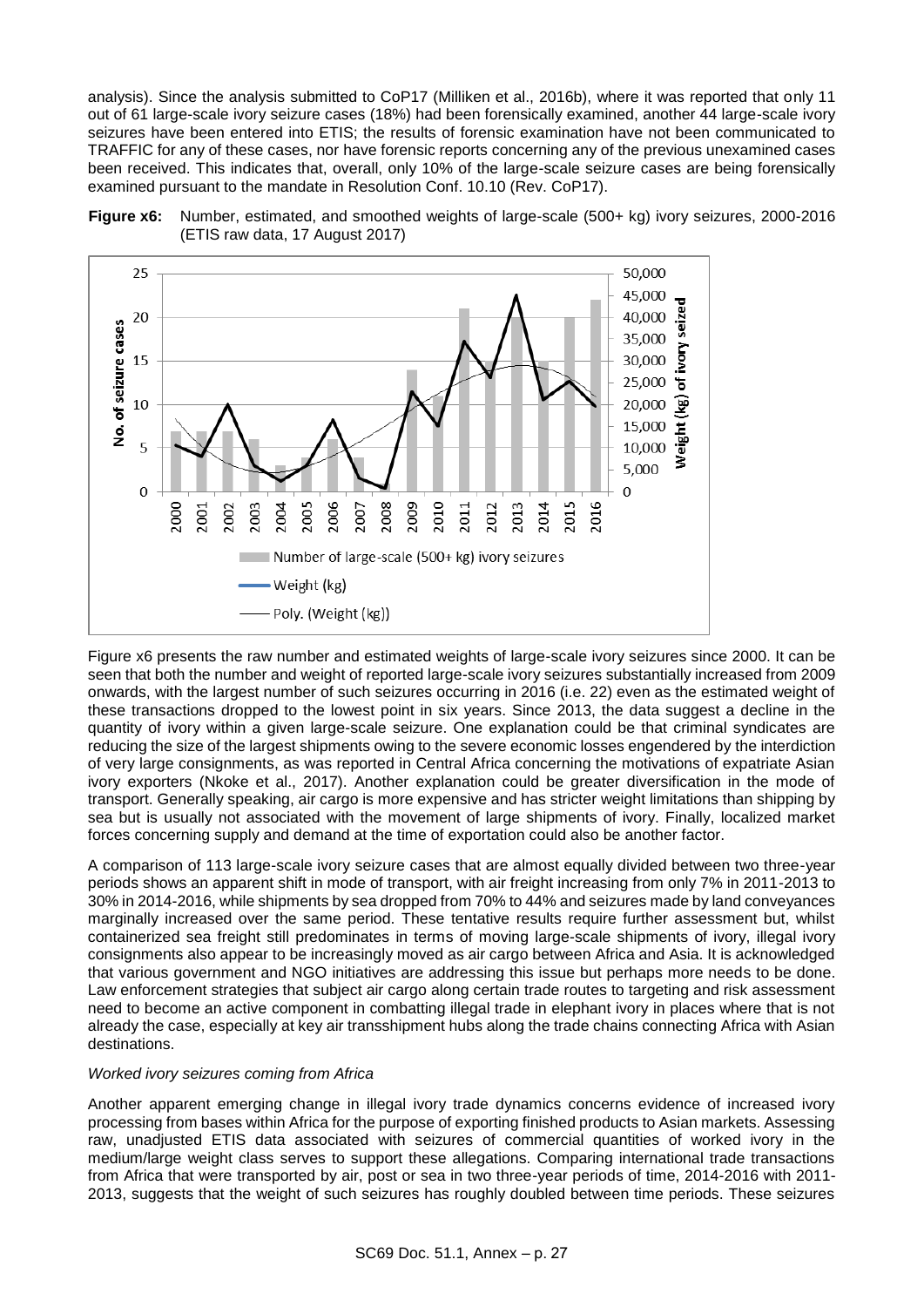analysis). Since the analysis submitted to CoP17 (Milliken et al., 2016b), where it was reported that only 11 out of 61 large-scale ivory seizure cases (18%) had been forensically examined, another 44 large-scale ivory seizures have been entered into ETIS; the results of forensic examination have not been communicated to TRAFFIC for any of these cases, nor have forensic reports concerning any of the previous unexamined cases been received. This indicates that, overall, only 10% of the large-scale seizure cases are being forensically examined pursuant to the mandate in Resolution Conf. 10.10 (Rev. CoP17).

**Figure x6:** Number, estimated, and smoothed weights of large-scale (500+ kg) ivory seizures, 2000-2016 (ETIS raw data, 17 August 2017)

Figure x6 presents the raw number and estimated weights of large-scale ivory seizures since 2000. It can be seen that both the number and weight of reported large-scale ivory seizures substantially increased from 2009 onwards, with the largest number of such seizures occurring in 2016 (i.e. 22) even as the estimated weight of these transactions dropped to the lowest point in six years. Since 2013, the data suggest a decline in the quantity of ivory within a given large-scale seizure. One explanation could be that criminal syndicates are reducing the size of the largest shipments owing to the severe economic losses engendered by the interdiction of very large consignments, as was reported in Central Africa concerning the motivations of expatriate Asian ivory exporters (Nkoke et al., 2017). Another explanation could be greater diversification in the mode of transport. Generally speaking, air cargo is more expensive and has stricter weight limitations than shipping by sea but is usually not associated with the movement of large shipments of ivory. Finally, localized market forces concerning supply and demand at the time of exportation could also be another factor.

A comparison of 113 large-scale ivory seizure cases that are almost equally divided between two three-year periods shows an apparent shift in mode of transport, with air freight increasing from only 7% in 2011-2013 to 30% in 2014-2016, while shipments by sea dropped from 70% to 44% and seizures made by land conveyances marginally increased over the same period. These tentative results require further assessment but, whilst containerized sea freight still predominates in terms of moving large-scale shipments of ivory, illegal ivory consignments also appear to be increasingly moved as air cargo between Africa and Asia. It is acknowledged that various government and NGO initiatives are addressing this issue but perhaps more needs to be done. Law enforcement strategies that subject air cargo along certain trade routes to targeting and risk assessment need to become an active component in combatting illegal trade in elephant ivory in places where that is not already the case, especially at key air transshipment hubs along the trade chains connecting Africa with Asian destinations.

*Worked ivory seizures coming from Africa*

Another apparent emerging change in illegal ivory trade dynamics concerns evidence of increased ivory processing from bases within Africa for the purpose of exporting finished products to Asian markets. Assessing raw, unadjusted ETIS data associated with seizures of commercial quantities of worked ivory in the medium/large weight class serves to support these allegations. Comparing international trade transactions from Africa that were transported by air, post or sea in two three-year periods of time, 2014-2016 with 2011-2013, suggests that the weight of such seizures has roughly doubled between time periods. These seizures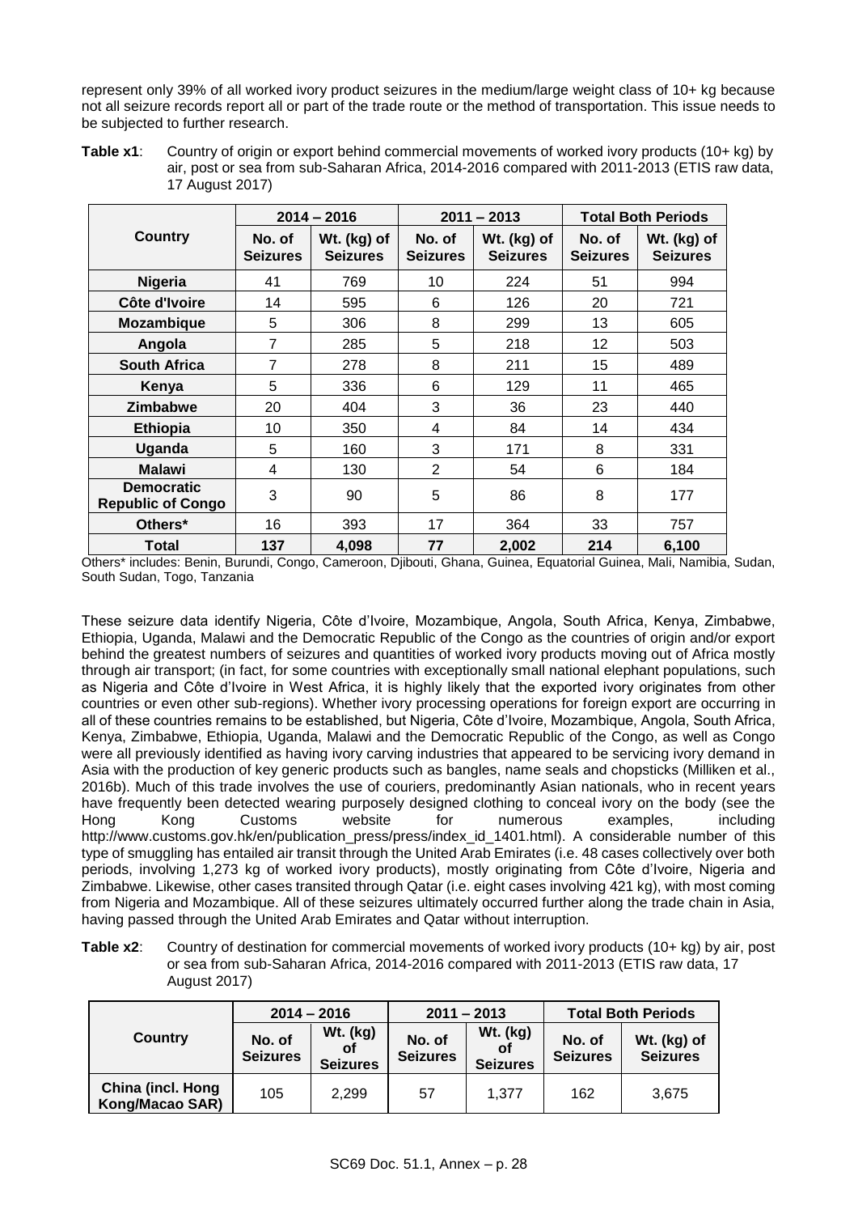represent only 39% of all worked ivory product seizures in the medium/large weight class of 10+ kg because not all seizure records report all or part of the trade route or the method of transportation. This issue needs to be subjected to further research.

**Table x1**: Country of origin or export behind commercial movements of worked ivory products (10+ kg) by air, post or sea from sub-Saharan Africa, 2014-2016 compared with 2011-2013 (ETIS raw data, 17 August 2017)

| Country | 2014 – 2016 | | 2011 – 2013 | | Total Both Periods | |
|---|---|---|---|---|---|---|
| | No. of Seizures | Wt. (kg) of Seizures | No. of Seizures | Wt. (kg) of Seizures | No. of Seizures | Wt. (kg) of Seizures |
| **Nigeria** | 41 | 769 | 10 | 224 | 51 | 994 |
| **Côte d'Ivoire** | 14 | 595 | 6 | 126 | 20 | 721 |
| **Mozambique** | 5 | 306 | 8 | 299 | 13 | 605 |
| **Angola** | 7 | 285 | 5 | 218 | 12 | 503 |
| **South Africa** | 7 | 278 | 8 | 211 | 15 | 489 |
| **Kenya** | 5 | 336 | 6 | 129 | 11 | 465 |
| **Zimbabwe** | 20 | 404 | 3 | 36 | 23 | 440 |
| **Ethiopia** | 10 | 350 | 4 | 84 | 14 | 434 |
| **Uganda** | 5 | 160 | 3 | 171 | 8 | 331 |
| **Malawi** | 4 | 130 | 2 | 54 | 6 | 184 |
| **Democratic Republic of Congo** | 3 | 90 | 5 | 86 | 8 | 177 |
| **Others*** | 16 | 393 | 17 | 364 | 33 | 757 |
| **Total** | **137** | **4,098** | **77** | **2,002** | **214** | **6,100** |

Others* includes: Benin, Burundi, Congo, Cameroon, Djibouti, Ghana, Guinea, Equatorial Guinea, Mali, Namibia, Sudan, South Sudan, Togo, Tanzania

These seizure data identify Nigeria, Côte d'Ivoire, Mozambique, Angola, South Africa, Kenya, Zimbabwe, Ethiopia, Uganda, Malawi and the Democratic Republic of the Congo as the countries of origin and/or export behind the greatest numbers of seizures and quantities of worked ivory products moving out of Africa mostly through air transport; (in fact, for some countries with exceptionally small national elephant populations, such as Nigeria and Côte d'Ivoire in West Africa, it is highly likely that the exported ivory originates from other countries or even other sub-regions). Whether ivory processing operations for foreign export are occurring in all of these countries remains to be established, but Nigeria, Côte d'Ivoire, Mozambique, Angola, South Africa, Kenya, Zimbabwe, Ethiopia, Uganda, Malawi and the Democratic Republic of the Congo, as well as Congo were all previously identified as having ivory carving industries that appeared to be servicing ivory demand in Asia with the production of key generic products such as bangles, name seals and chopsticks (Milliken et al., 2016b). Much of this trade involves the use of couriers, predominantly Asian nationals, who in recent years have frequently been detected wearing purposely designed clothing to conceal ivory on the body (see the Hong Kong Customs website for numerous examples, including http://www.customs.gov.hk/en/publication_press/press/index_id_1401.html). A considerable number of this type of smuggling has entailed air transit through the United Arab Emirates (i.e. 48 cases collectively over both periods, involving 1,273 kg of worked ivory products), mostly originating from Côte d'Ivoire, Nigeria and Zimbabwe. Likewise, other cases transited through Qatar (i.e. eight cases involving 421 kg), with most coming from Nigeria and Mozambique. All of these seizures ultimately occurred further along the trade chain in Asia, having passed through the United Arab Emirates and Qatar without interruption.

**Table x2**: Country of destination for commercial movements of worked ivory products (10+ kg) by air, post or sea from sub-Saharan Africa, 2014-2016 compared with 2011-2013 (ETIS raw data, 17 August 2017)

| Country | 2014 – 2016 | | 2011 – 2013 | | Total Both Periods | |
|---|---|---|---|---|---|---|
| | No. of Seizures | Wt. (kg) of Seizures | No. of Seizures | Wt. (kg) of Seizures | No. of Seizures | Wt. (kg) of Seizures |
| **China (incl. Hong Kong/Macao SAR)** | 105 | 2,299 | 57 | 1,377 | 162 | 3,675 |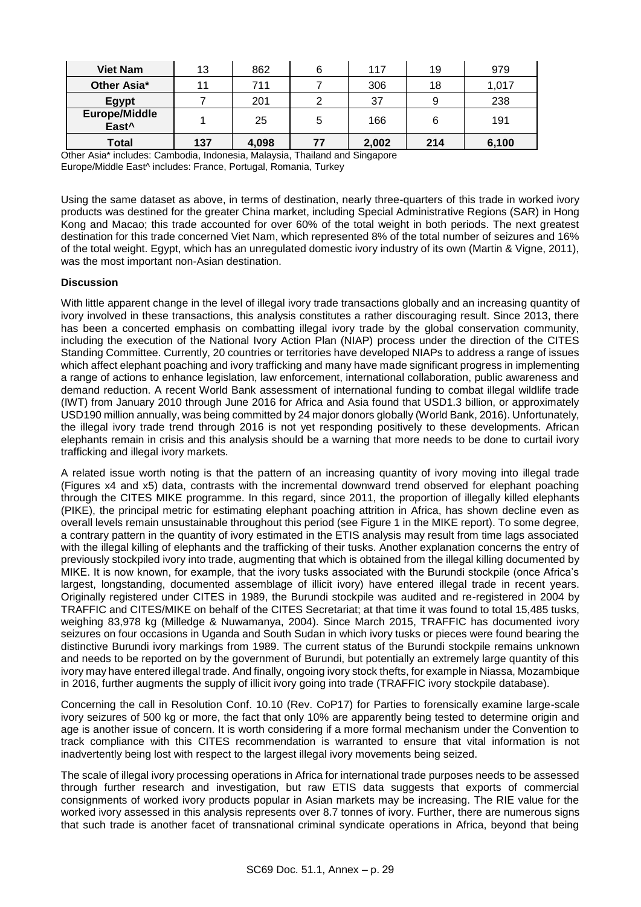| Viet Nam | 13 | 862 | 6 | 117 | 19 | 979 |
|---|---|---|---|---|---|---|
| Other Asia* | 11 | 711 | 7 | 306 | 18 | 1,017 |
| Egypt | 7 | 201 | 2 | 37 | 9 | 238 |
| Europe/Middle East^ | 1 | 25 | 5 | 166 | 6 | 191 |
| Total | 137 | 4,098 | 77 | 2,002 | 214 | 6,100 |

Other Asia* includes: Cambodia, Indonesia, Malaysia, Thailand and Singapore
Europe/Middle East^ includes: France, Portugal, Romania, Turkey

Using the same dataset as above, in terms of destination, nearly three-quarters of this trade in worked ivory products was destined for the greater China market, including Special Administrative Regions (SAR) in Hong Kong and Macao; this trade accounted for over 60% of the total weight in both periods. The next greatest destination for this trade concerned Viet Nam, which represented 8% of the total number of seizures and 16% of the total weight. Egypt, which has an unregulated domestic ivory industry of its own (Martin & Vigne, 2011), was the most important non-Asian destination.

**Discussion**

With little apparent change in the level of illegal ivory trade transactions globally and an increasing quantity of ivory involved in these transactions, this analysis constitutes a rather discouraging result. Since 2013, there has been a concerted emphasis on combatting illegal ivory trade by the global conservation community, including the execution of the National Ivory Action Plan (NIAP) process under the direction of the CITES Standing Committee. Currently, 20 countries or territories have developed NIAPs to address a range of issues which affect elephant poaching and ivory trafficking and many have made significant progress in implementing a range of actions to enhance legislation, law enforcement, international collaboration, public awareness and demand reduction. A recent World Bank assessment of international funding to combat illegal wildlife trade (IWT) from January 2010 through June 2016 for Africa and Asia found that USD1.3 billion, or approximately USD190 million annually, was being committed by 24 major donors globally (World Bank, 2016). Unfortunately, the illegal ivory trade trend through 2016 is not yet responding positively to these developments. African elephants remain in crisis and this analysis should be a warning that more needs to be done to curtail ivory trafficking and illegal ivory markets.

A related issue worth noting is that the pattern of an increasing quantity of ivory moving into illegal trade (Figures x4 and x5) data, contrasts with the incremental downward trend observed for elephant poaching through the CITES MIKE programme. In this regard, since 2011, the proportion of illegally killed elephants (PIKE), the principal metric for estimating elephant poaching attrition in Africa, has shown decline even as overall levels remain unsustainable throughout this period (see Figure 1 in the MIKE report). To some degree, a contrary pattern in the quantity of ivory estimated in the ETIS analysis may result from time lags associated with the illegal killing of elephants and the trafficking of their tusks. Another explanation concerns the entry of previously stockpiled ivory into trade, augmenting that which is obtained from the illegal killing documented by MIKE. It is now known, for example, that the ivory tusks associated with the Burundi stockpile (once Africa's largest, longstanding, documented assemblage of illicit ivory) have entered illegal trade in recent years. Originally registered under CITES in 1989, the Burundi stockpile was audited and re-registered in 2004 by TRAFFIC and CITES/MIKE on behalf of the CITES Secretariat; at that time it was found to total 15,485 tusks, weighing 83,978 kg (Milledge & Nuwamanya, 2004). Since March 2015, TRAFFIC has documented ivory seizures on four occasions in Uganda and South Sudan in which ivory tusks or pieces were found bearing the distinctive Burundi ivory markings from 1989. The current status of the Burundi stockpile remains unknown and needs to be reported on by the government of Burundi, but potentially an extremely large quantity of this ivory may have entered illegal trade. And finally, ongoing ivory stock thefts, for example in Niassa, Mozambique in 2016, further augments the supply of illicit ivory going into trade (TRAFFIC ivory stockpile database).

Concerning the call in Resolution Conf. 10.10 (Rev. CoP17) for Parties to forensically examine large-scale ivory seizures of 500 kg or more, the fact that only 10% are apparently being tested to determine origin and age is another issue of concern. It is worth considering if a more formal mechanism under the Convention to track compliance with this CITES recommendation is warranted to ensure that vital information is not inadvertently being lost with respect to the largest illegal ivory movements being seized.

The scale of illegal ivory processing operations in Africa for international trade purposes needs to be assessed through further research and investigation, but raw ETIS data suggests that exports of commercial consignments of worked ivory products popular in Asian markets may be increasing. The RIE value for the worked ivory assessed in this analysis represents over 8.7 tonnes of ivory. Further, there are numerous signs that such trade is another facet of transnational criminal syndicate operations in Africa, beyond that being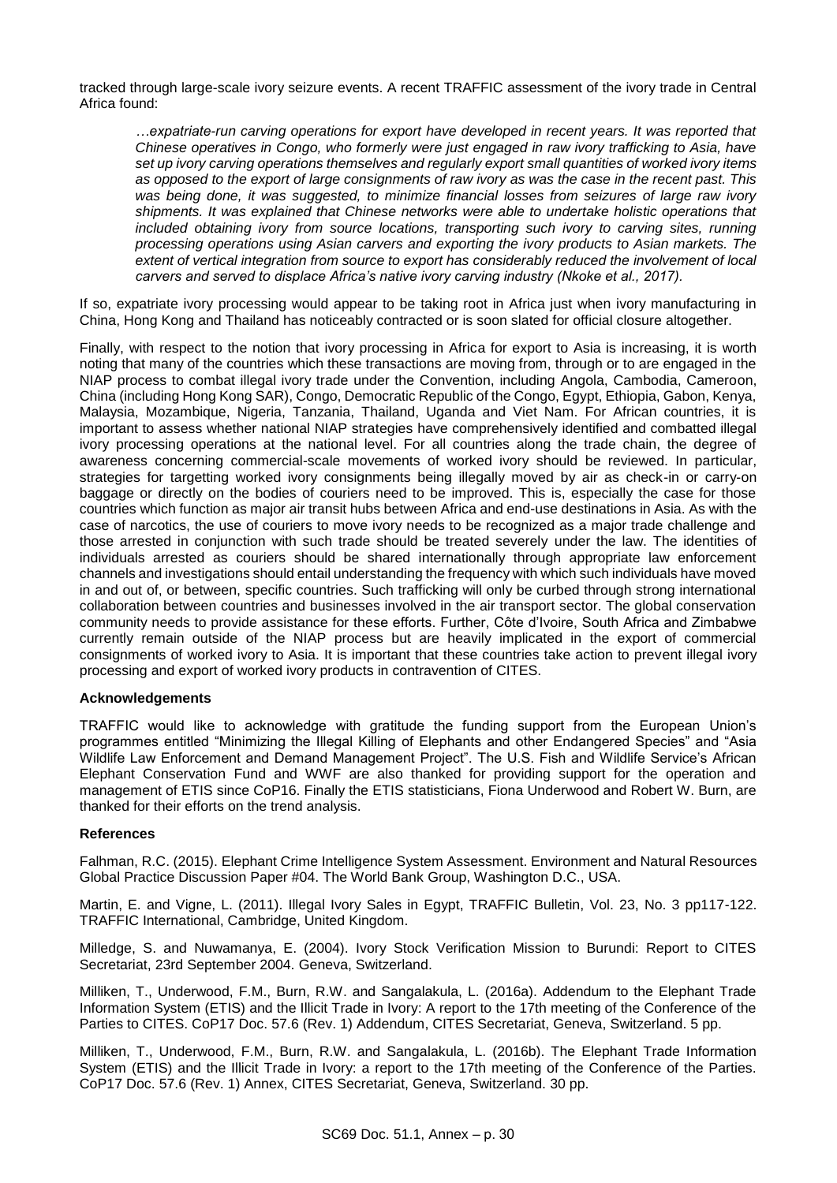tracked through large-scale ivory seizure events. A recent TRAFFIC assessment of the ivory trade in Central Africa found:

> *…expatriate-run carving operations for export have developed in recent years. It was reported that Chinese operatives in Congo, who formerly were just engaged in raw ivory trafficking to Asia, have set up ivory carving operations themselves and regularly export small quantities of worked ivory items as opposed to the export of large consignments of raw ivory as was the case in the recent past. This was being done, it was suggested, to minimize financial losses from seizures of large raw ivory shipments. It was explained that Chinese networks were able to undertake holistic operations that included obtaining ivory from source locations, transporting such ivory to carving sites, running processing operations using Asian carvers and exporting the ivory products to Asian markets. The extent of vertical integration from source to export has considerably reduced the involvement of local carvers and served to displace Africa's native ivory carving industry (Nkoke et al., 2017).*

If so, expatriate ivory processing would appear to be taking root in Africa just when ivory manufacturing in China, Hong Kong and Thailand has noticeably contracted or is soon slated for official closure altogether.

Finally, with respect to the notion that ivory processing in Africa for export to Asia is increasing, it is worth noting that many of the countries which these transactions are moving from, through or to are engaged in the NIAP process to combat illegal ivory trade under the Convention, including Angola, Cambodia, Cameroon, China (including Hong Kong SAR), Congo, Democratic Republic of the Congo, Egypt, Ethiopia, Gabon, Kenya, Malaysia, Mozambique, Nigeria, Tanzania, Thailand, Uganda and Viet Nam. For African countries, it is important to assess whether national NIAP strategies have comprehensively identified and combatted illegal ivory processing operations at the national level. For all countries along the trade chain, the degree of awareness concerning commercial-scale movements of worked ivory should be reviewed. In particular, strategies for targetting worked ivory consignments being illegally moved by air as check-in or carry-on baggage or directly on the bodies of couriers need to be improved. This is, especially the case for those countries which function as major air transit hubs between Africa and end-use destinations in Asia. As with the case of narcotics, the use of couriers to move ivory needs to be recognized as a major trade challenge and those arrested in conjunction with such trade should be treated severely under the law. The identities of individuals arrested as couriers should be shared internationally through appropriate law enforcement channels and investigations should entail understanding the frequency with which such individuals have moved in and out of, or between, specific countries. Such trafficking will only be curbed through strong international collaboration between countries and businesses involved in the air transport sector. The global conservation community needs to provide assistance for these efforts. Further, Côte d'Ivoire, South Africa and Zimbabwe currently remain outside of the NIAP process but are heavily implicated in the export of commercial consignments of worked ivory to Asia. It is important that these countries take action to prevent illegal ivory processing and export of worked ivory products in contravention of CITES.

**Acknowledgements**

TRAFFIC would like to acknowledge with gratitude the funding support from the European Union's programmes entitled "Minimizing the Illegal Killing of Elephants and other Endangered Species" and "Asia Wildlife Law Enforcement and Demand Management Project". The U.S. Fish and Wildlife Service's African Elephant Conservation Fund and WWF are also thanked for providing support for the operation and management of ETIS since CoP16. Finally the ETIS statisticians, Fiona Underwood and Robert W. Burn, are thanked for their efforts on the trend analysis.

**References**

Falhman, R.C. (2015). Elephant Crime Intelligence System Assessment. Environment and Natural Resources Global Practice Discussion Paper #04. The World Bank Group, Washington D.C., USA.

Martin, E. and Vigne, L. (2011). Illegal Ivory Sales in Egypt, TRAFFIC Bulletin, Vol. 23, No. 3 pp117-122. TRAFFIC International, Cambridge, United Kingdom.

Milledge, S. and Nuwamanya, E. (2004). Ivory Stock Verification Mission to Burundi: Report to CITES Secretariat, 23rd September 2004. Geneva, Switzerland.

Milliken, T., Underwood, F.M., Burn, R.W. and Sangalakula, L. (2016a). Addendum to the Elephant Trade Information System (ETIS) and the Illicit Trade in Ivory: A report to the 17th meeting of the Conference of the Parties to CITES. CoP17 Doc. 57.6 (Rev. 1) Addendum, CITES Secretariat, Geneva, Switzerland. 5 pp.

Milliken, T., Underwood, F.M., Burn, R.W. and Sangalakula, L. (2016b). The Elephant Trade Information System (ETIS) and the Illicit Trade in Ivory: a report to the 17th meeting of the Conference of the Parties. CoP17 Doc. 57.6 (Rev. 1) Annex, CITES Secretariat, Geneva, Switzerland. 30 pp.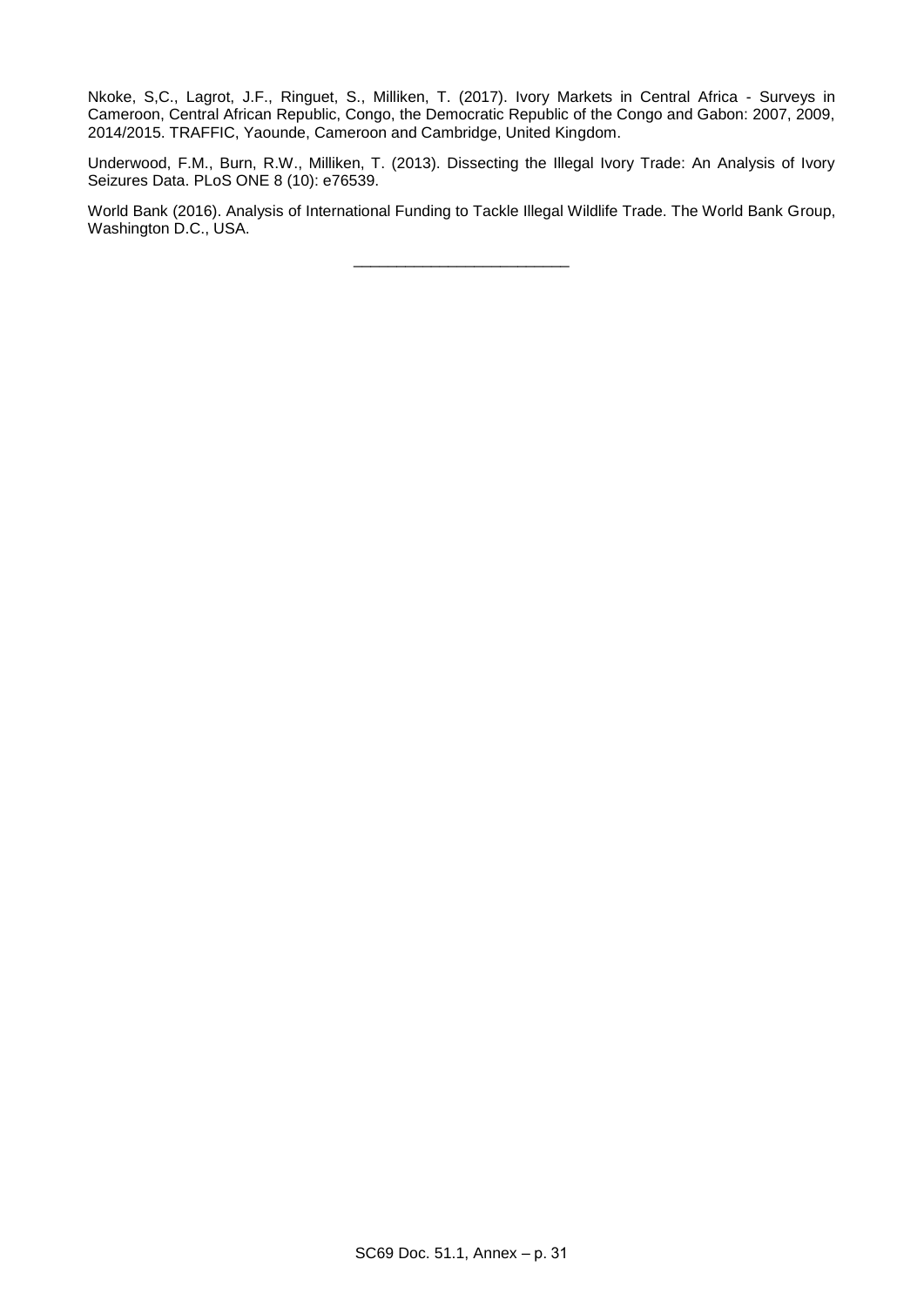Nkoke, S,C., Lagrot, J.F., Ringuet, S., Milliken, T. (2017). Ivory Markets in Central Africa - Surveys in Cameroon, Central African Republic, Congo, the Democratic Republic of the Congo and Gabon: 2007, 2009, 2014/2015. TRAFFIC, Yaounde, Cameroon and Cambridge, United Kingdom.

Underwood, F.M., Burn, R.W., Milliken, T. (2013). Dissecting the Illegal Ivory Trade: An Analysis of Ivory Seizures Data. PLoS ONE 8 (10): e76539.

World Bank (2016). Analysis of International Funding to Tackle Illegal Wildlife Trade. The World Bank Group, Washington D.C., USA.

\_\_\_\_\_\_\_\_\_\_\_\_\_\_\_\_\_\_\_\_\_\_\_\_\_